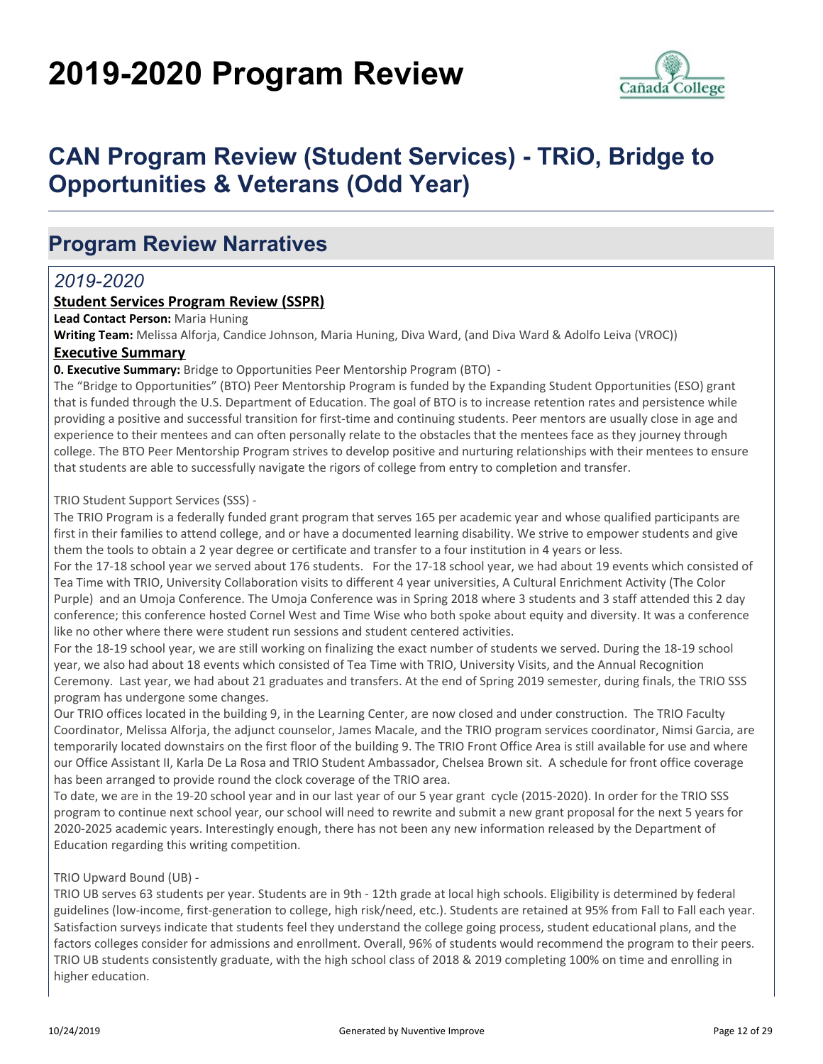# 2019-2020 Program Review

## CAN Program Review (Student Services) - TRiO, Bridge to Opportunities & Veterans (Odd Year)

## Program Review Narratives

### *2019-2020*

**Student Services Program Review (SSPR)**

**Lead Contact Person:** Maria Huning

**Writing Team:** Melissa Alforja, Candice Johnson, Maria Huning, Diva Ward, (and Diva Ward & Adolfo Leiva (VROC))

**Executive Summary**

**0. Executive Summary:** Bridge to Opportunities Peer Mentorship Program (BTO) -

The "Bridge to Opportunities" (BTO) Peer Mentorship Program is funded by the Expanding Student Opportunities (ESO) grant that is funded through the U.S. Department of Education. The goal of BTO is to increase retention rates and persistence while providing a positive and successful transition for first-time and continuing students. Peer mentors are usually close in age and experience to their mentees and can often personally relate to the obstacles that the mentees face as they journey through college. The BTO Peer Mentorship Program strives to develop positive and nurturing relationships with their mentees to ensure that students are able to successfully navigate the rigors of college from entry to completion and transfer.

TRIO Student Support Services (SSS) -

The TRIO Program is a federally funded grant program that serves 165 per academic year and whose qualified participants are first in their families to attend college, and or have a documented learning disability. We strive to empower students and give them the tools to obtain a 2 year degree or certificate and transfer to a four institution in 4 years or less.

For the 17-18 school year we served about 176 students. For the 17-18 school year, we had about 19 events which consisted of Tea Time with TRIO, University Collaboration visits to different 4 year universities, A Cultural Enrichment Activity (The Color Purple) and an Umoja Conference. The Umoja Conference was in Spring 2018 where 3 students and 3 staff attended this 2 day conference; this conference hosted Cornel West and Time Wise who both spoke about equity and diversity. It was a conference like no other where there were student run sessions and student centered activities.

For the 18-19 school year, we are still working on finalizing the exact number of students we served. During the 18-19 school year, we also had about 18 events which consisted of Tea Time with TRIO, University Visits, and the Annual Recognition Ceremony. Last year, we had about 21 graduates and transfers. At the end of Spring 2019 semester, during finals, the TRIO SSS program has undergone some changes.

Our TRIO offices located in the building 9, in the Learning Center, are now closed and under construction. The TRIO Faculty Coordinator, Melissa Alforja, the adjunct counselor, James Macale, and the TRIO program services coordinator, Nimsi Garcia, are temporarily located downstairs on the first floor of the building 9. The TRIO Front Office Area is still available for use and where our Office Assistant II, Karla De La Rosa and TRIO Student Ambassador, Chelsea Brown sit. A schedule for front office coverage has been arranged to provide round the clock coverage of the TRIO area.

To date, we are in the 19-20 school year and in our last year of our 5 year grant cycle (2015-2020). In order for the TRIO SSS program to continue next school year, our school will need to rewrite and submit a new grant proposal for the next 5 years for 2020-2025 academic years. Interestingly enough, there has not been any new information released by the Department of Education regarding this writing competition.

TRIO Upward Bound (UB) -

TRIO UB serves 63 students per year. Students are in 9th - 12th grade at local high schools. Eligibility is determined by federal guidelines (low-income, first-generation to college, high risk/need, etc.). Students are retained at 95% from Fall to Fall each year. Satisfaction surveys indicate that students feel they understand the college going process, student educational plans, and the factors colleges consider for admissions and enrollment. Overall, 96% of students would recommend the program to their peers. TRIO UB students consistently graduate, with the high school class of 2018 & 2019 completing 100% on time and enrolling in higher education.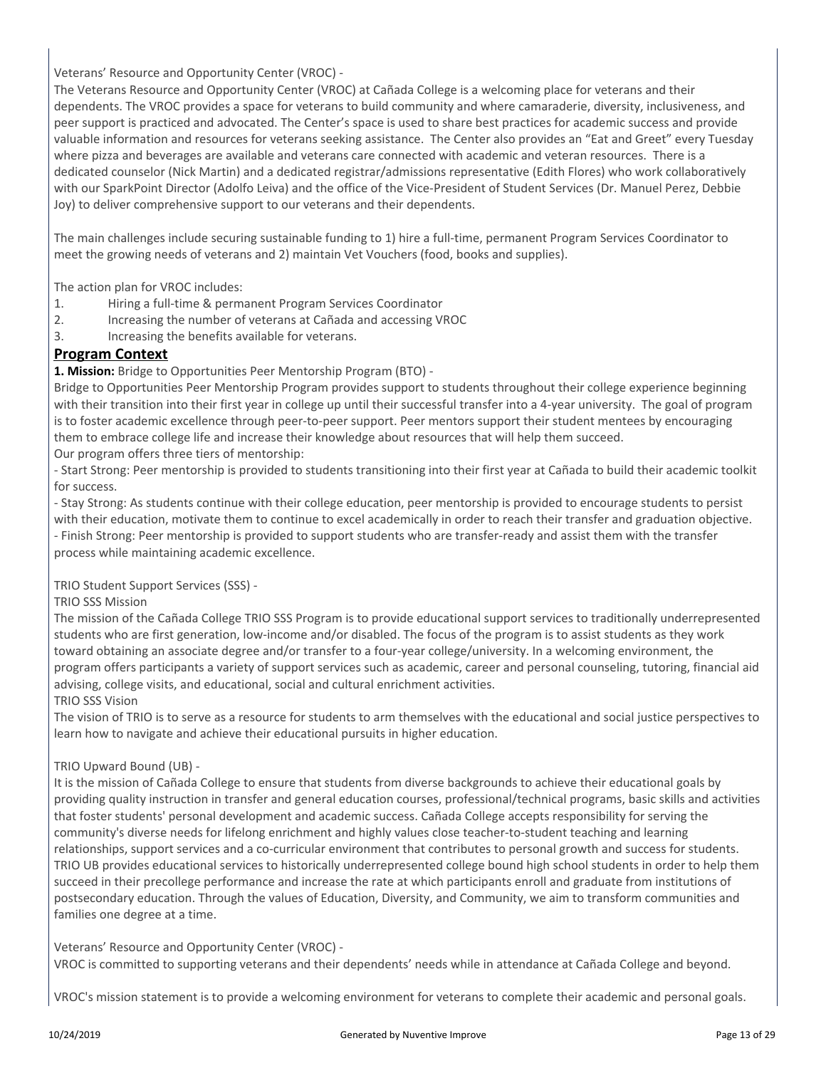Veterans' Resource and Opportunity Center (VROC) -

The Veterans Resource and Opportunity Center (VROC) at Cañada College is a welcoming place for veterans and their dependents. The VROC provides a space for veterans to build community and where camaraderie, diversity, inclusiveness, and peer support is practiced and advocated. The Center's space is used to share best practices for academic success and provide valuable information and resources for veterans seeking assistance. The Center also provides an "Eat and Greet" every Tuesday where pizza and beverages are available and veterans care connected with academic and veteran resources. There is a dedicated counselor (Nick Martin) and a dedicated registrar/admissions representative (Edith Flores) who work collaboratively with our SparkPoint Director (Adolfo Leiva) and the office of the Vice-President of Student Services (Dr. Manuel Perez, Debbie Joy) to deliver comprehensive support to our veterans and their dependents.

The main challenges include securing sustainable funding to 1) hire a full-time, permanent Program Services Coordinator to meet the growing needs of veterans and 2) maintain Vet Vouchers (food, books and supplies).

The action plan for VROC includes:

1. Hiring a full-time & permanent Program Services Coordinator
2. Increasing the number of veterans at Cañada and accessing VROC
3. Increasing the benefits available for veterans.

## Program Context

**1. Mission:** Bridge to Opportunities Peer Mentorship Program (BTO) -

Bridge to Opportunities Peer Mentorship Program provides support to students throughout their college experience beginning with their transition into their first year in college up until their successful transfer into a 4-year university. The goal of program is to foster academic excellence through peer-to-peer support. Peer mentors support their student mentees by encouraging them to embrace college life and increase their knowledge about resources that will help them succeed.

Our program offers three tiers of mentorship:

- Start Strong: Peer mentorship is provided to students transitioning into their first year at Cañada to build their academic toolkit for success.
- Stay Strong: As students continue with their college education, peer mentorship is provided to encourage students to persist with their education, motivate them to continue to excel academically in order to reach their transfer and graduation objective.
- Finish Strong: Peer mentorship is provided to support students who are transfer-ready and assist them with the transfer process while maintaining academic excellence.

TRIO Student Support Services (SSS) -

TRIO SSS Mission

The mission of the Cañada College TRIO SSS Program is to provide educational support services to traditionally underrepresented students who are first generation, low-income and/or disabled. The focus of the program is to assist students as they work toward obtaining an associate degree and/or transfer to a four-year college/university. In a welcoming environment, the program offers participants a variety of support services such as academic, career and personal counseling, tutoring, financial aid advising, college visits, and educational, social and cultural enrichment activities.

TRIO SSS Vision

The vision of TRIO is to serve as a resource for students to arm themselves with the educational and social justice perspectives to learn how to navigate and achieve their educational pursuits in higher education.

TRIO Upward Bound (UB) -

It is the mission of Cañada College to ensure that students from diverse backgrounds to achieve their educational goals by providing quality instruction in transfer and general education courses, professional/technical programs, basic skills and activities that foster students' personal development and academic success. Cañada College accepts responsibility for serving the community's diverse needs for lifelong enrichment and highly values close teacher-to-student teaching and learning relationships, support services and a co-curricular environment that contributes to personal growth and success for students. TRIO UB provides educational services to historically underrepresented college bound high school students in order to help them succeed in their precollege performance and increase the rate at which participants enroll and graduate from institutions of postsecondary education. Through the values of Education, Diversity, and Community, we aim to transform communities and families one degree at a time.

Veterans' Resource and Opportunity Center (VROC) -

VROC is committed to supporting veterans and their dependents' needs while in attendance at Cañada College and beyond.

VROC's mission statement is to provide a welcoming environment for veterans to complete their academic and personal goals.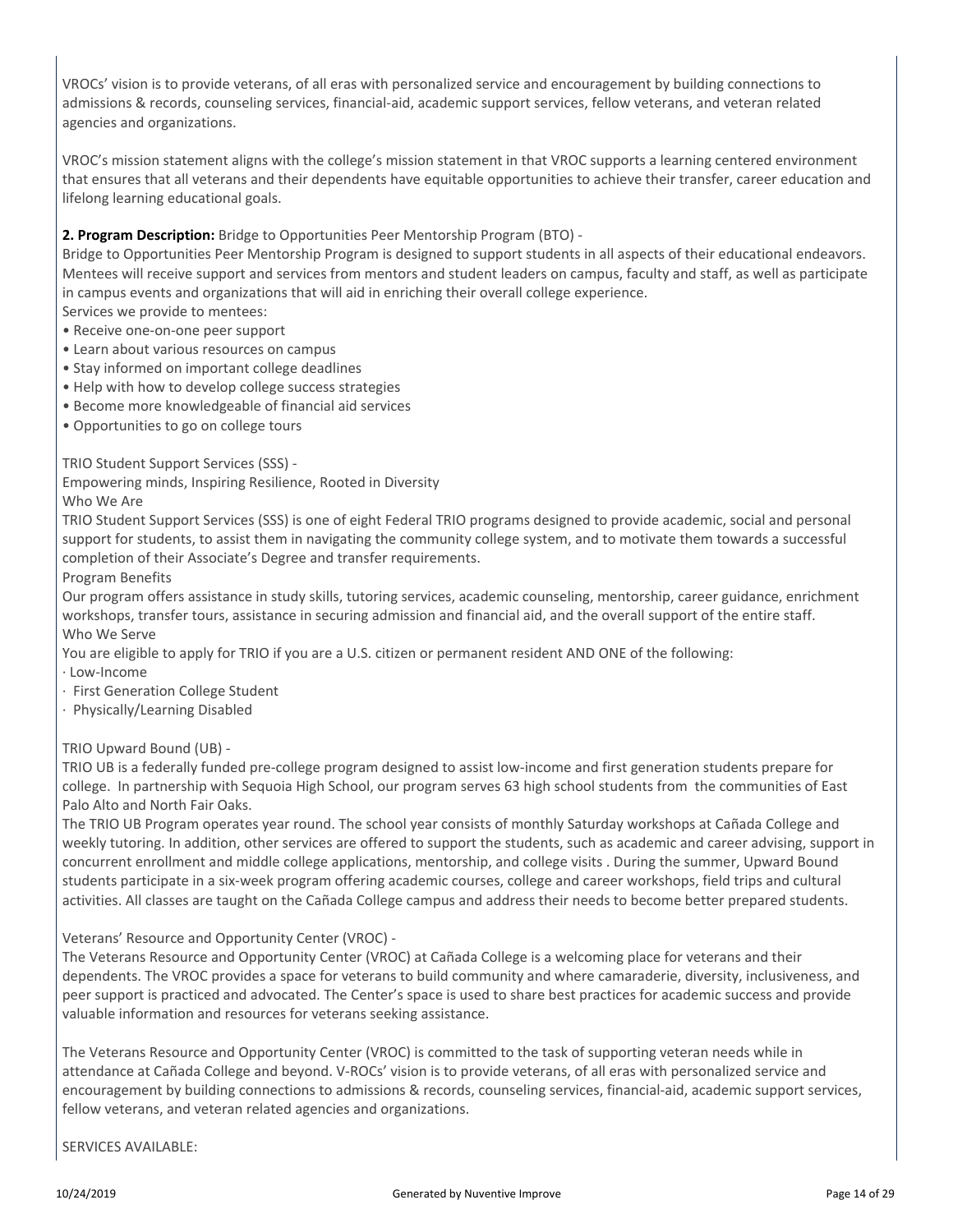VROCs' vision is to provide veterans, of all eras with personalized service and encouragement by building connections to admissions & records, counseling services, financial-aid, academic support services, fellow veterans, and veteran related agencies and organizations.

VROC's mission statement aligns with the college's mission statement in that VROC supports a learning centered environment that ensures that all veterans and their dependents have equitable opportunities to achieve their transfer, career education and lifelong learning educational goals.

**2. Program Description:** Bridge to Opportunities Peer Mentorship Program (BTO) -

Bridge to Opportunities Peer Mentorship Program is designed to support students in all aspects of their educational endeavors. Mentees will receive support and services from mentors and student leaders on campus, faculty and staff, as well as participate in campus events and organizations that will aid in enriching their overall college experience.

Services we provide to mentees:

- Receive one-on-one peer support
- Learn about various resources on campus
- Stay informed on important college deadlines
- Help with how to develop college success strategies
- Become more knowledgeable of financial aid services
- Opportunities to go on college tours

TRIO Student Support Services (SSS) -

Empowering minds, Inspiring Resilience, Rooted in Diversity

Who We Are

TRIO Student Support Services (SSS) is one of eight Federal TRIO programs designed to provide academic, social and personal support for students, to assist them in navigating the community college system, and to motivate them towards a successful completion of their Associate's Degree and transfer requirements.

Program Benefits

Our program offers assistance in study skills, tutoring services, academic counseling, mentorship, career guidance, enrichment workshops, transfer tours, assistance in securing admission and financial aid, and the overall support of the entire staff.

Who We Serve

You are eligible to apply for TRIO if you are a U.S. citizen or permanent resident AND ONE of the following:

- Low-Income
- First Generation College Student
- Physically/Learning Disabled

TRIO Upward Bound (UB) -

TRIO UB is a federally funded pre-college program designed to assist low-income and first generation students prepare for college. In partnership with Sequoia High School, our program serves 63 high school students from the communities of East Palo Alto and North Fair Oaks.

The TRIO UB Program operates year round. The school year consists of monthly Saturday workshops at Cañada College and weekly tutoring. In addition, other services are offered to support the students, such as academic and career advising, support in concurrent enrollment and middle college applications, mentorship, and college visits . During the summer, Upward Bound students participate in a six-week program offering academic courses, college and career workshops, field trips and cultural activities. All classes are taught on the Cañada College campus and address their needs to become better prepared students.

Veterans' Resource and Opportunity Center (VROC) -

The Veterans Resource and Opportunity Center (VROC) at Cañada College is a welcoming place for veterans and their dependents. The VROC provides a space for veterans to build community and where camaraderie, diversity, inclusiveness, and peer support is practiced and advocated. The Center's space is used to share best practices for academic success and provide valuable information and resources for veterans seeking assistance.

The Veterans Resource and Opportunity Center (VROC) is committed to the task of supporting veteran needs while in attendance at Cañada College and beyond. V-ROCs' vision is to provide veterans, of all eras with personalized service and encouragement by building connections to admissions & records, counseling services, financial-aid, academic support services, fellow veterans, and veteran related agencies and organizations.

SERVICES AVAILABLE: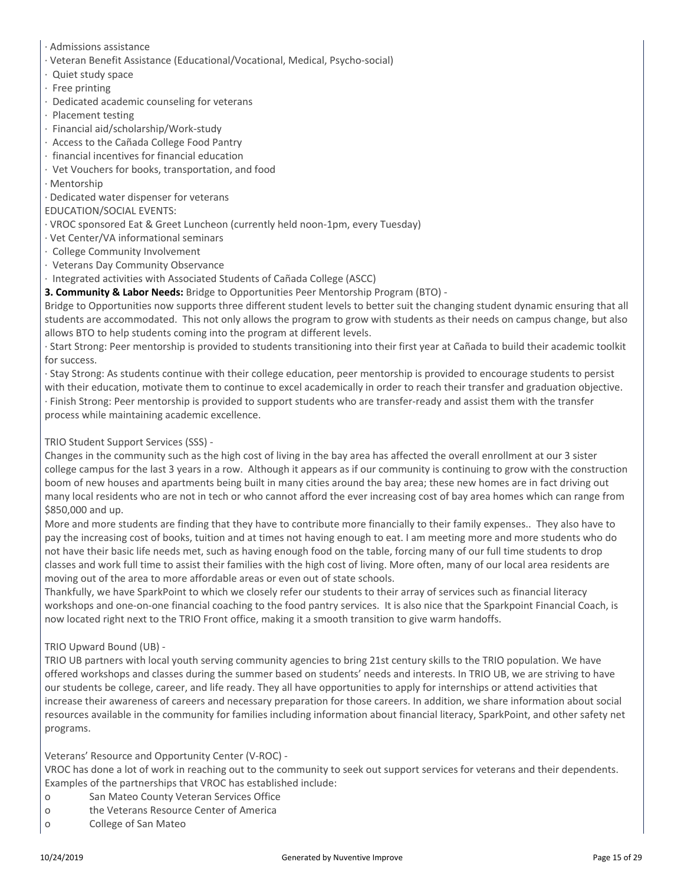· Admissions assistance
· Veteran Benefit Assistance (Educational/Vocational, Medical, Psycho-social)
· Quiet study space
· Free printing
· Dedicated academic counseling for veterans
· Placement testing
· Financial aid/scholarship/Work-study
· Access to the Cañada College Food Pantry
· financial incentives for financial education
· Vet Vouchers for books, transportation, and food
· Mentorship
· Dedicated water dispenser for veterans

EDUCATION/SOCIAL EVENTS:

· VROC sponsored Eat & Greet Luncheon (currently held noon-1pm, every Tuesday)
· Vet Center/VA informational seminars
· College Community Involvement
· Veterans Day Community Observance
· Integrated activities with Associated Students of Cañada College (ASCC)

**3. Community & Labor Needs:** Bridge to Opportunities Peer Mentorship Program (BTO) -

Bridge to Opportunities now supports three different student levels to better suit the changing student dynamic ensuring that all students are accommodated. This not only allows the program to grow with students as their needs on campus change, but also allows BTO to help students coming into the program at different levels.

· Start Strong: Peer mentorship is provided to students transitioning into their first year at Cañada to build their academic toolkit for success.

· Stay Strong: As students continue with their college education, peer mentorship is provided to encourage students to persist with their education, motivate them to continue to excel academically in order to reach their transfer and graduation objective.

· Finish Strong: Peer mentorship is provided to support students who are transfer-ready and assist them with the transfer process while maintaining academic excellence.

TRIO Student Support Services (SSS) -

Changes in the community such as the high cost of living in the bay area has affected the overall enrollment at our 3 sister college campus for the last 3 years in a row. Although it appears as if our community is continuing to grow with the construction boom of new houses and apartments being built in many cities around the bay area; these new homes are in fact driving out many local residents who are not in tech or who cannot afford the ever increasing cost of bay area homes which can range from $850,000 and up.

More and more students are finding that they have to contribute more financially to their family expenses.. They also have to pay the increasing cost of books, tuition and at times not having enough to eat. I am meeting more and more students who do not have their basic life needs met, such as having enough food on the table, forcing many of our full time students to drop classes and work full time to assist their families with the high cost of living. More often, many of our local area residents are moving out of the area to more affordable areas or even out of state schools.

Thankfully, we have SparkPoint to which we closely refer our students to their array of services such as financial literacy workshops and one-on-one financial coaching to the food pantry services. It is also nice that the Sparkpoint Financial Coach, is now located right next to the TRIO Front office, making it a smooth transition to give warm handoffs.

TRIO Upward Bound (UB) -

TRIO UB partners with local youth serving community agencies to bring 21st century skills to the TRIO population. We have offered workshops and classes during the summer based on students' needs and interests. In TRIO UB, we are striving to have our students be college, career, and life ready. They all have opportunities to apply for internships or attend activities that increase their awareness of careers and necessary preparation for those careers. In addition, we share information about social resources available in the community for families including information about financial literacy, SparkPoint, and other safety net programs.

Veterans' Resource and Opportunity Center (V-ROC) -

VROC has done a lot of work in reaching out to the community to seek out support services for veterans and their dependents. Examples of the partnerships that VROC has established include:

- San Mateo County Veteran Services Office
- the Veterans Resource Center of America
- College of San Mateo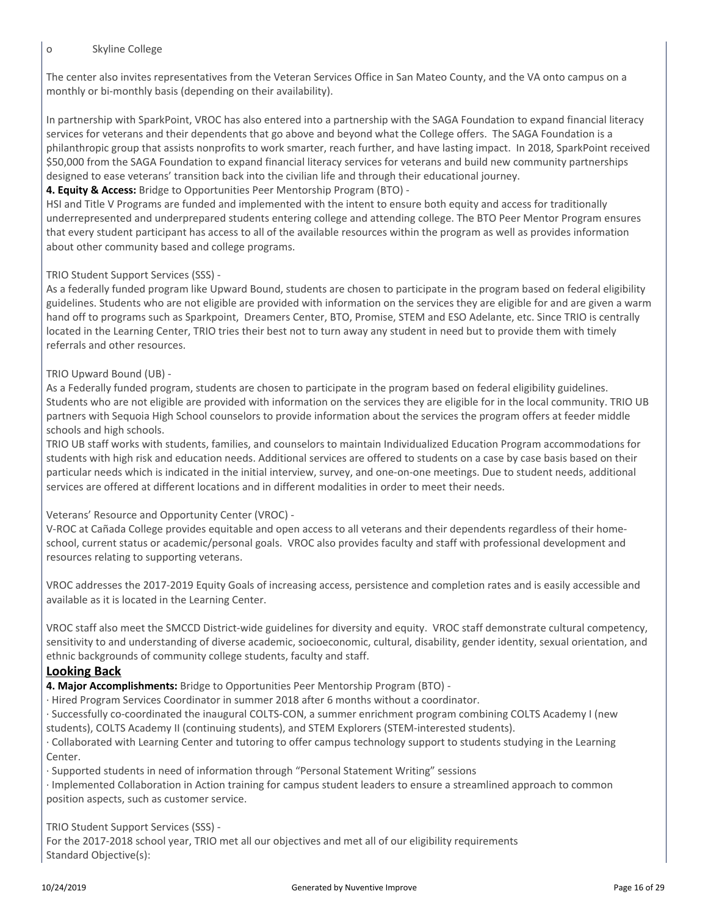o Skyline College

The center also invites representatives from the Veteran Services Office in San Mateo County, and the VA onto campus on a monthly or bi-monthly basis (depending on their availability).

In partnership with SparkPoint, VROC has also entered into a partnership with the SAGA Foundation to expand financial literacy services for veterans and their dependents that go above and beyond what the College offers. The SAGA Foundation is a philanthropic group that assists nonprofits to work smarter, reach further, and have lasting impact. In 2018, SparkPoint received $50,000 from the SAGA Foundation to expand financial literacy services for veterans and build new community partnerships designed to ease veterans' transition back into the civilian life and through their educational journey.

**4. Equity & Access:** Bridge to Opportunities Peer Mentorship Program (BTO) -
HSI and Title V Programs are funded and implemented with the intent to ensure both equity and access for traditionally underrepresented and underprepared students entering college and attending college. The BTO Peer Mentor Program ensures that every student participant has access to all of the available resources within the program as well as provides information about other community based and college programs.

TRIO Student Support Services (SSS) -
As a federally funded program like Upward Bound, students are chosen to participate in the program based on federal eligibility guidelines. Students who are not eligible are provided with information on the services they are eligible for and are given a warm hand off to programs such as Sparkpoint, Dreamers Center, BTO, Promise, STEM and ESO Adelante, etc. Since TRIO is centrally located in the Learning Center, TRIO tries their best not to turn away any student in need but to provide them with timely referrals and other resources.

TRIO Upward Bound (UB) -
As a Federally funded program, students are chosen to participate in the program based on federal eligibility guidelines. Students who are not eligible are provided with information on the services they are eligible for in the local community. TRIO UB partners with Sequoia High School counselors to provide information about the services the program offers at feeder middle schools and high schools.
TRIO UB staff works with students, families, and counselors to maintain Individualized Education Program accommodations for students with high risk and education needs. Additional services are offered to students on a case by case basis based on their particular needs which is indicated in the initial interview, survey, and one-on-one meetings. Due to student needs, additional services are offered at different locations and in different modalities in order to meet their needs.

Veterans' Resource and Opportunity Center (VROC) -
V-ROC at Cañada College provides equitable and open access to all veterans and their dependents regardless of their home-school, current status or academic/personal goals. VROC also provides faculty and staff with professional development and resources relating to supporting veterans.

VROC addresses the 2017-2019 Equity Goals of increasing access, persistence and completion rates and is easily accessible and available as it is located in the Learning Center.

VROC staff also meet the SMCCD District-wide guidelines for diversity and equity. VROC staff demonstrate cultural competency, sensitivity to and understanding of diverse academic, socioeconomic, cultural, disability, gender identity, sexual orientation, and ethnic backgrounds of community college students, faculty and staff.

## Looking Back

**4. Major Accomplishments:** Bridge to Opportunities Peer Mentorship Program (BTO) -
· Hired Program Services Coordinator in summer 2018 after 6 months without a coordinator.
· Successfully co-coordinated the inaugural COLTS-CON, a summer enrichment program combining COLTS Academy I (new students), COLTS Academy II (continuing students), and STEM Explorers (STEM-interested students).
· Collaborated with Learning Center and tutoring to offer campus technology support to students studying in the Learning Center.
· Supported students in need of information through "Personal Statement Writing" sessions
· Implemented Collaboration in Action training for campus student leaders to ensure a streamlined approach to common position aspects, such as customer service.

TRIO Student Support Services (SSS) -
For the 2017-2018 school year, TRIO met all our objectives and met all of our eligibility requirements
Standard Objective(s):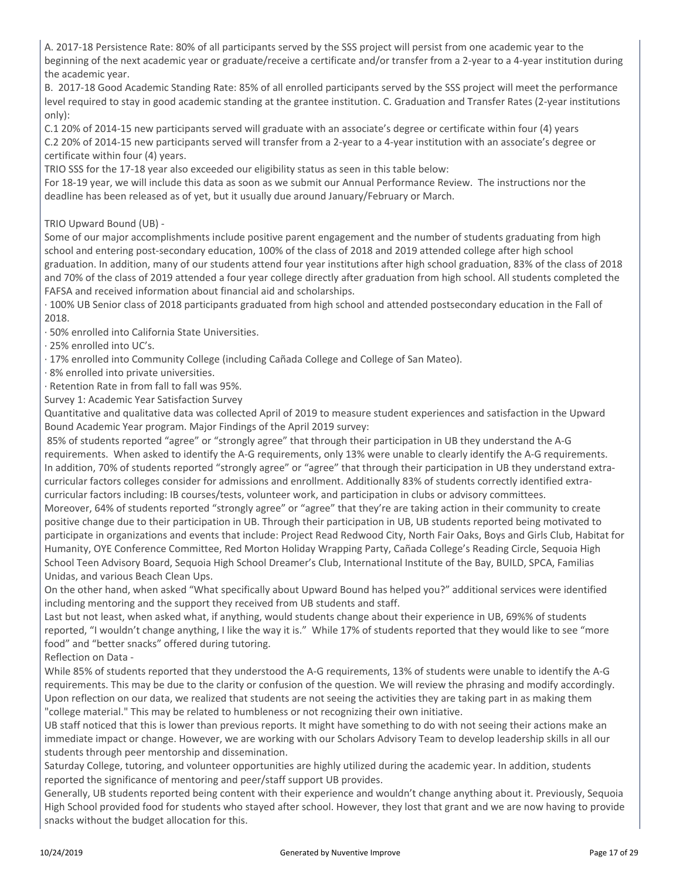A. 2017-18 Persistence Rate: 80% of all participants served by the SSS project will persist from one academic year to the beginning of the next academic year or graduate/receive a certificate and/or transfer from a 2-year to a 4-year institution during the academic year.

B. 2017-18 Good Academic Standing Rate: 85% of all enrolled participants served by the SSS project will meet the performance level required to stay in good academic standing at the grantee institution. C. Graduation and Transfer Rates (2-year institutions only):

C.1 20% of 2014-15 new participants served will graduate with an associate's degree or certificate within four (4) years

C.2 20% of 2014-15 new participants served will transfer from a 2-year to a 4-year institution with an associate's degree or certificate within four (4) years.

TRIO SSS for the 17-18 year also exceeded our eligibility status as seen in this table below:

For 18-19 year, we will include this data as soon as we submit our Annual Performance Review. The instructions nor the deadline has been released as of yet, but it usually due around January/February or March.

TRIO Upward Bound (UB) -

Some of our major accomplishments include positive parent engagement and the number of students graduating from high school and entering post-secondary education, 100% of the class of 2018 and 2019 attended college after high school graduation. In addition, many of our students attend four year institutions after high school graduation, 83% of the class of 2018 and 70% of the class of 2019 attended a four year college directly after graduation from high school. All students completed the FAFSA and received information about financial aid and scholarships.

- 100% UB Senior class of 2018 participants graduated from high school and attended postsecondary education in the Fall of 2018.
- 50% enrolled into California State Universities.
- 25% enrolled into UC's.
- 17% enrolled into Community College (including Cañada College and College of San Mateo).
- 8% enrolled into private universities.
- Retention Rate in from fall to fall was 95%.

Survey 1: Academic Year Satisfaction Survey

Quantitative and qualitative data was collected April of 2019 to measure student experiences and satisfaction in the Upward Bound Academic Year program. Major Findings of the April 2019 survey:

85% of students reported "agree" or "strongly agree" that through their participation in UB they understand the A-G requirements. When asked to identify the A-G requirements, only 13% were unable to clearly identify the A-G requirements. In addition, 70% of students reported "strongly agree" or "agree" that through their participation in UB they understand extra-curricular factors colleges consider for admissions and enrollment. Additionally 83% of students correctly identified extra-curricular factors including: IB courses/tests, volunteer work, and participation in clubs or advisory committees.

Moreover, 64% of students reported "strongly agree" or "agree" that they're are taking action in their community to create positive change due to their participation in UB. Through their participation in UB, UB students reported being motivated to participate in organizations and events that include: Project Read Redwood City, North Fair Oaks, Boys and Girls Club, Habitat for Humanity, OYE Conference Committee, Red Morton Holiday Wrapping Party, Cañada College's Reading Circle, Sequoia High School Teen Advisory Board, Sequoia High School Dreamer's Club, International Institute of the Bay, BUILD, SPCA, Familias Unidas, and various Beach Clean Ups.

On the other hand, when asked "What specifically about Upward Bound has helped you?" additional services were identified including mentoring and the support they received from UB students and staff.

Last but not least, when asked what, if anything, would students change about their experience in UB, 69%% of students reported, "I wouldn't change anything, I like the way it is." While 17% of students reported that they would like to see "more food" and "better snacks" offered during tutoring.

Reflection on Data -

While 85% of students reported that they understood the A-G requirements, 13% of students were unable to identify the A-G requirements. This may be due to the clarity or confusion of the question. We will review the phrasing and modify accordingly. Upon reflection on our data, we realized that students are not seeing the activities they are taking part in as making them "college material." This may be related to humbleness or not recognizing their own initiative.

UB staff noticed that this is lower than previous reports. It might have something to do with not seeing their actions make an immediate impact or change. However, we are working with our Scholars Advisory Team to develop leadership skills in all our students through peer mentorship and dissemination.

Saturday College, tutoring, and volunteer opportunities are highly utilized during the academic year. In addition, students reported the significance of mentoring and peer/staff support UB provides.

Generally, UB students reported being content with their experience and wouldn't change anything about it. Previously, Sequoia High School provided food for students who stayed after school. However, they lost that grant and we are now having to provide snacks without the budget allocation for this.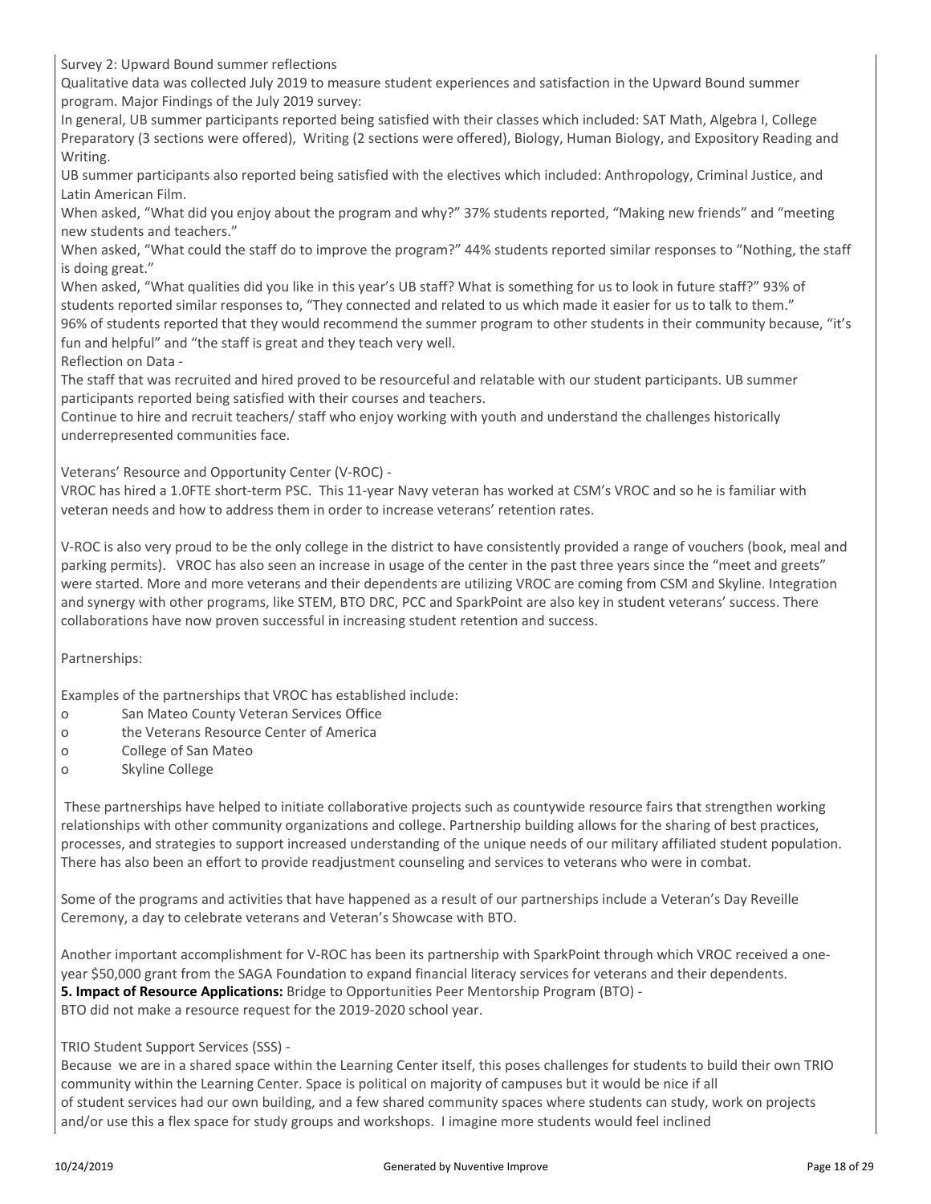Survey 2: Upward Bound summer reflections

Qualitative data was collected July 2019 to measure student experiences and satisfaction in the Upward Bound summer program. Major Findings of the July 2019 survey:

In general, UB summer participants reported being satisfied with their classes which included: SAT Math, Algebra I, College Preparatory (3 sections were offered), Writing (2 sections were offered), Biology, Human Biology, and Expository Reading and Writing.

UB summer participants also reported being satisfied with the electives which included: Anthropology, Criminal Justice, and Latin American Film.

When asked, "What did you enjoy about the program and why?" 37% students reported, "Making new friends" and "meeting new students and teachers."

When asked, "What could the staff do to improve the program?" 44% students reported similar responses to "Nothing, the staff is doing great."

When asked, "What qualities did you like in this year's UB staff? What is something for us to look in future staff?" 93% of students reported similar responses to, "They connected and related to us which made it easier for us to talk to them."

96% of students reported that they would recommend the summer program to other students in their community because, "it's fun and helpful" and "the staff is great and they teach very well.

Reflection on Data -

The staff that was recruited and hired proved to be resourceful and relatable with our student participants. UB summer participants reported being satisfied with their courses and teachers.

Continue to hire and recruit teachers/ staff who enjoy working with youth and understand the challenges historically underrepresented communities face.

Veterans' Resource and Opportunity Center (V-ROC) -

VROC has hired a 1.0FTE short-term PSC. This 11-year Navy veteran has worked at CSM's VROC and so he is familiar with veteran needs and how to address them in order to increase veterans' retention rates.

V-ROC is also very proud to be the only college in the district to have consistently provided a range of vouchers (book, meal and parking permits). VROC has also seen an increase in usage of the center in the past three years since the "meet and greets" were started. More and more veterans and their dependents are utilizing VROC are coming from CSM and Skyline. Integration and synergy with other programs, like STEM, BTO DRC, PCC and SparkPoint are also key in student veterans' success. There collaborations have now proven successful in increasing student retention and success.

Partnerships:

Examples of the partnerships that VROC has established include:

- San Mateo County Veteran Services Office
- the Veterans Resource Center of America
- College of San Mateo
- Skyline College

These partnerships have helped to initiate collaborative projects such as countywide resource fairs that strengthen working relationships with other community organizations and college. Partnership building allows for the sharing of best practices, processes, and strategies to support increased understanding of the unique needs of our military affiliated student population. There has also been an effort to provide readjustment counseling and services to veterans who were in combat.

Some of the programs and activities that have happened as a result of our partnerships include a Veteran's Day Reveille Ceremony, a day to celebrate veterans and Veteran's Showcase with BTO.

Another important accomplishment for V-ROC has been its partnership with SparkPoint through which VROC received a one-year $50,000 grant from the SAGA Foundation to expand financial literacy services for veterans and their dependents.

**5. Impact of Resource Applications:** Bridge to Opportunities Peer Mentorship Program (BTO) -

BTO did not make a resource request for the 2019-2020 school year.

TRIO Student Support Services (SSS) -

Because we are in a shared space within the Learning Center itself, this poses challenges for students to build their own TRIO community within the Learning Center. Space is political on majority of campuses but it would be nice if all of student services had our own building, and a few shared community spaces where students can study, work on projects and/or use this a flex space for study groups and workshops. I imagine more students would feel inclined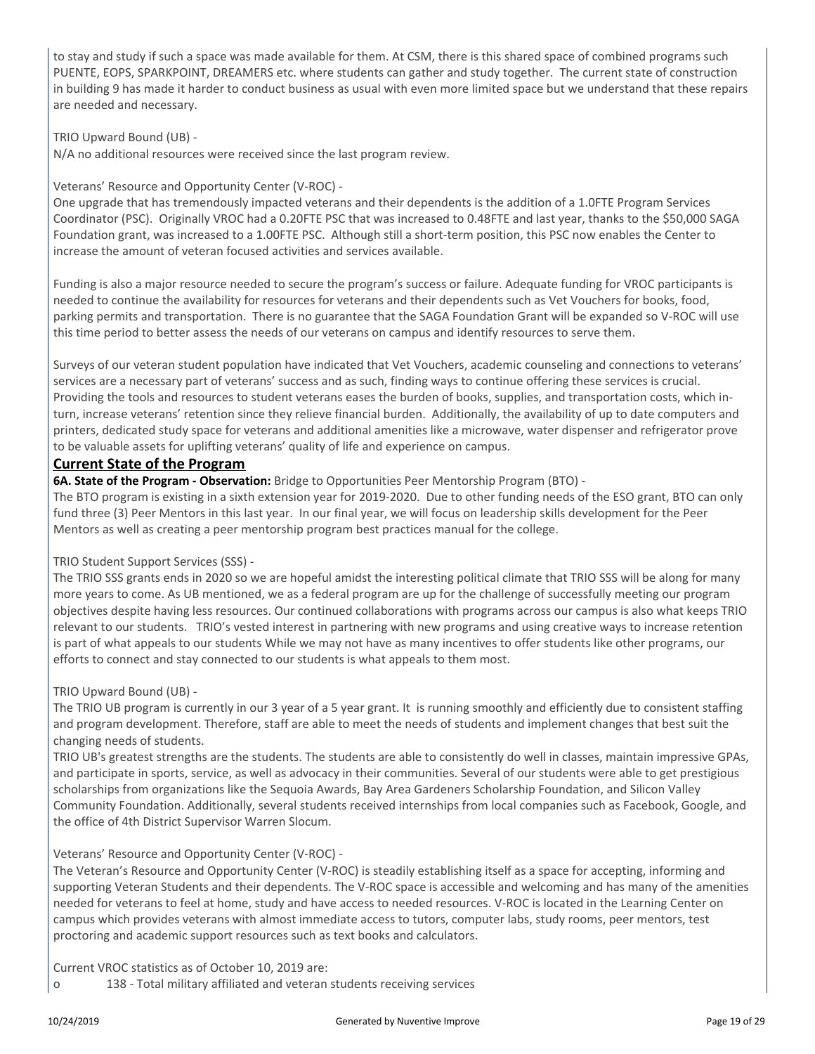to stay and study if such a space was made available for them. At CSM, there is this shared space of combined programs such PUENTE, EOPS, SPARKPOINT, DREAMERS etc. where students can gather and study together. The current state of construction in building 9 has made it harder to conduct business as usual with even more limited space but we understand that these repairs are needed and necessary.

TRIO Upward Bound (UB) -
N/A no additional resources were received since the last program review.

Veterans' Resource and Opportunity Center (V-ROC) -
One upgrade that has tremendously impacted veterans and their dependents is the addition of a 1.0FTE Program Services Coordinator (PSC). Originally VROC had a 0.20FTE PSC that was increased to 0.48FTE and last year, thanks to the $50,000 SAGA Foundation grant, was increased to a 1.00FTE PSC. Although still a short-term position, this PSC now enables the Center to increase the amount of veteran focused activities and services available.

Funding is also a major resource needed to secure the program's success or failure. Adequate funding for VROC participants is needed to continue the availability for resources for veterans and their dependents such as Vet Vouchers for books, food, parking permits and transportation. There is no guarantee that the SAGA Foundation Grant will be expanded so V-ROC will use this time period to better assess the needs of our veterans on campus and identify resources to serve them.

Surveys of our veteran student population have indicated that Vet Vouchers, academic counseling and connections to veterans' services are a necessary part of veterans' success and as such, finding ways to continue offering these services is crucial. Providing the tools and resources to student veterans eases the burden of books, supplies, and transportation costs, which in-turn, increase veterans' retention since they relieve financial burden. Additionally, the availability of up to date computers and printers, dedicated study space for veterans and additional amenities like a microwave, water dispenser and refrigerator prove to be valuable assets for uplifting veterans' quality of life and experience on campus.

## Current State of the Program

**6A. State of the Program - Observation:** Bridge to Opportunities Peer Mentorship Program (BTO) -
The BTO program is existing in a sixth extension year for 2019-2020. Due to other funding needs of the ESO grant, BTO can only fund three (3) Peer Mentors in this last year. In our final year, we will focus on leadership skills development for the Peer Mentors as well as creating a peer mentorship program best practices manual for the college.

TRIO Student Support Services (SSS) -
The TRIO SSS grants ends in 2020 so we are hopeful amidst the interesting political climate that TRIO SSS will be along for many more years to come. As UB mentioned, we as a federal program are up for the challenge of successfully meeting our program objectives despite having less resources. Our continued collaborations with programs across our campus is also what keeps TRIO relevant to our students. TRIO's vested interest in partnering with new programs and using creative ways to increase retention is part of what appeals to our students While we may not have as many incentives to offer students like other programs, our efforts to connect and stay connected to our students is what appeals to them most.

TRIO Upward Bound (UB) -
The TRIO UB program is currently in our 3 year of a 5 year grant. It is running smoothly and efficiently due to consistent staffing and program development. Therefore, staff are able to meet the needs of students and implement changes that best suit the changing needs of students.
TRIO UB's greatest strengths are the students. The students are able to consistently do well in classes, maintain impressive GPAs, and participate in sports, service, as well as advocacy in their communities. Several of our students were able to get prestigious scholarships from organizations like the Sequoia Awards, Bay Area Gardeners Scholarship Foundation, and Silicon Valley Community Foundation. Additionally, several students received internships from local companies such as Facebook, Google, and the office of 4th District Supervisor Warren Slocum.

Veterans' Resource and Opportunity Center (V-ROC) -
The Veteran's Resource and Opportunity Center (V-ROC) is steadily establishing itself as a space for accepting, informing and supporting Veteran Students and their dependents. The V-ROC space is accessible and welcoming and has many of the amenities needed for veterans to feel at home, study and have access to needed resources. V-ROC is located in the Learning Center on campus which provides veterans with almost immediate access to tutors, computer labs, study rooms, peer mentors, test proctoring and academic support resources such as text books and calculators.

Current VROC statistics as of October 10, 2019 are:

- 138 - Total military affiliated and veteran students receiving services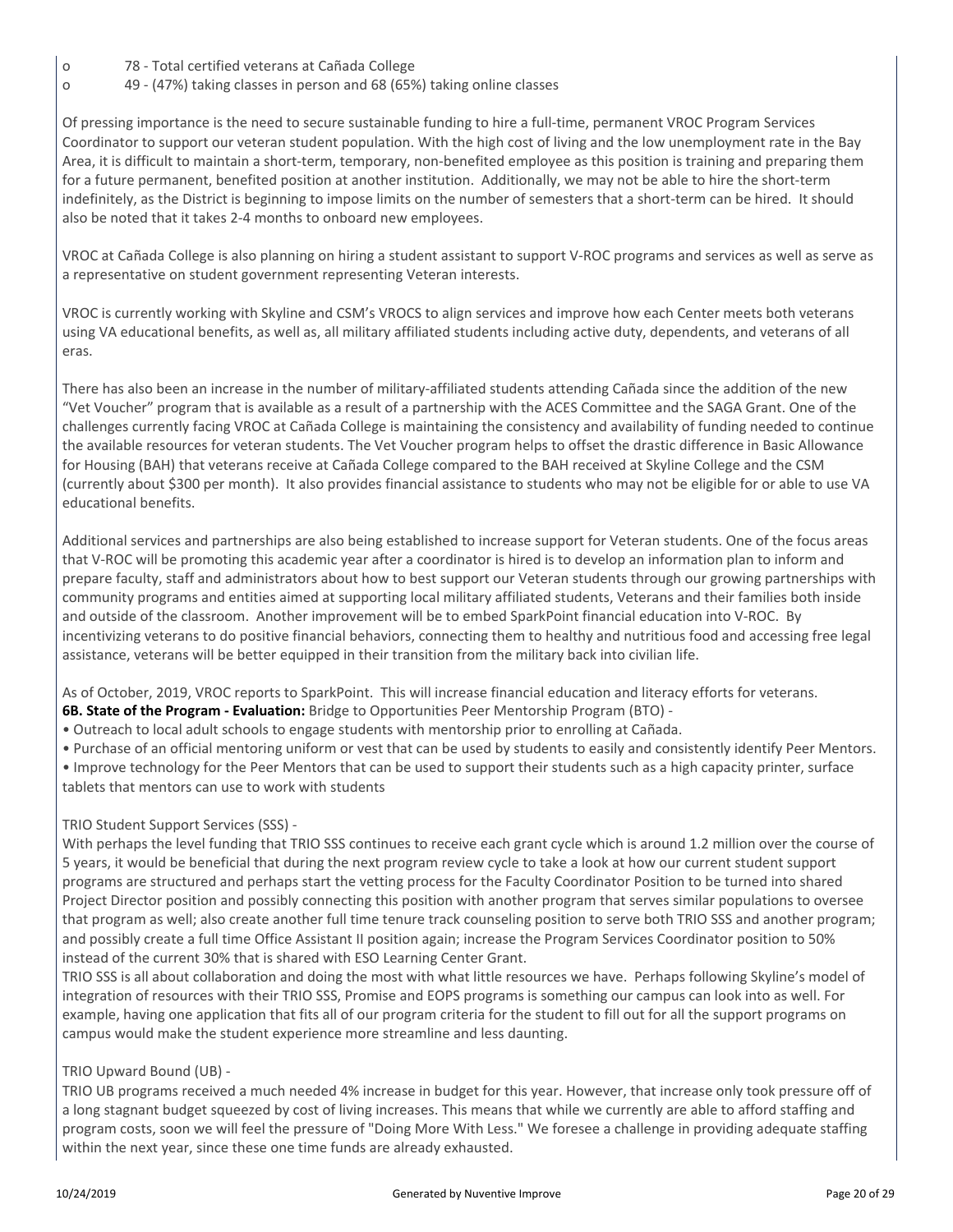- 78 - Total certified veterans at Cañada College
- 49 - (47%) taking classes in person and 68 (65%) taking online classes

Of pressing importance is the need to secure sustainable funding to hire a full-time, permanent VROC Program Services Coordinator to support our veteran student population. With the high cost of living and the low unemployment rate in the Bay Area, it is difficult to maintain a short-term, temporary, non-benefited employee as this position is training and preparing them for a future permanent, benefited position at another institution. Additionally, we may not be able to hire the short-term indefinitely, as the District is beginning to impose limits on the number of semesters that a short-term can be hired. It should also be noted that it takes 2-4 months to onboard new employees.

VROC at Cañada College is also planning on hiring a student assistant to support V-ROC programs and services as well as serve as a representative on student government representing Veteran interests.

VROC is currently working with Skyline and CSM's VROCS to align services and improve how each Center meets both veterans using VA educational benefits, as well as, all military affiliated students including active duty, dependents, and veterans of all eras.

There has also been an increase in the number of military-affiliated students attending Cañada since the addition of the new "Vet Voucher" program that is available as a result of a partnership with the ACES Committee and the SAGA Grant. One of the challenges currently facing VROC at Cañada College is maintaining the consistency and availability of funding needed to continue the available resources for veteran students. The Vet Voucher program helps to offset the drastic difference in Basic Allowance for Housing (BAH) that veterans receive at Cañada College compared to the BAH received at Skyline College and the CSM (currently about $300 per month). It also provides financial assistance to students who may not be eligible for or able to use VA educational benefits.

Additional services and partnerships are also being established to increase support for Veteran students. One of the focus areas that V-ROC will be promoting this academic year after a coordinator is hired is to develop an information plan to inform and prepare faculty, staff and administrators about how to best support our Veteran students through our growing partnerships with community programs and entities aimed at supporting local military affiliated students, Veterans and their families both inside and outside of the classroom. Another improvement will be to embed SparkPoint financial education into V-ROC. By incentivizing veterans to do positive financial behaviors, connecting them to healthy and nutritious food and accessing free legal assistance, veterans will be better equipped in their transition from the military back into civilian life.

As of October, 2019, VROC reports to SparkPoint. This will increase financial education and literacy efforts for veterans.

**6B. State of the Program - Evaluation:** Bridge to Opportunities Peer Mentorship Program (BTO) -

- Outreach to local adult schools to engage students with mentorship prior to enrolling at Cañada.
- Purchase of an official mentoring uniform or vest that can be used by students to easily and consistently identify Peer Mentors.
- Improve technology for the Peer Mentors that can be used to support their students such as a high capacity printer, surface tablets that mentors can use to work with students

TRIO Student Support Services (SSS) -

With perhaps the level funding that TRIO SSS continues to receive each grant cycle which is around 1.2 million over the course of 5 years, it would be beneficial that during the next program review cycle to take a look at how our current student support programs are structured and perhaps start the vetting process for the Faculty Coordinator Position to be turned into shared Project Director position and possibly connecting this position with another program that serves similar populations to oversee that program as well; also create another full time tenure track counseling position to serve both TRIO SSS and another program; and possibly create a full time Office Assistant II position again; increase the Program Services Coordinator position to 50% instead of the current 30% that is shared with ESO Learning Center Grant.

TRIO SSS is all about collaboration and doing the most with what little resources we have. Perhaps following Skyline's model of integration of resources with their TRIO SSS, Promise and EOPS programs is something our campus can look into as well. For example, having one application that fits all of our program criteria for the student to fill out for all the support programs on campus would make the student experience more streamline and less daunting.

TRIO Upward Bound (UB) -

TRIO UB programs received a much needed 4% increase in budget for this year. However, that increase only took pressure off of a long stagnant budget squeezed by cost of living increases. This means that while we currently are able to afford staffing and program costs, soon we will feel the pressure of "Doing More With Less." We foresee a challenge in providing adequate staffing within the next year, since these one time funds are already exhausted.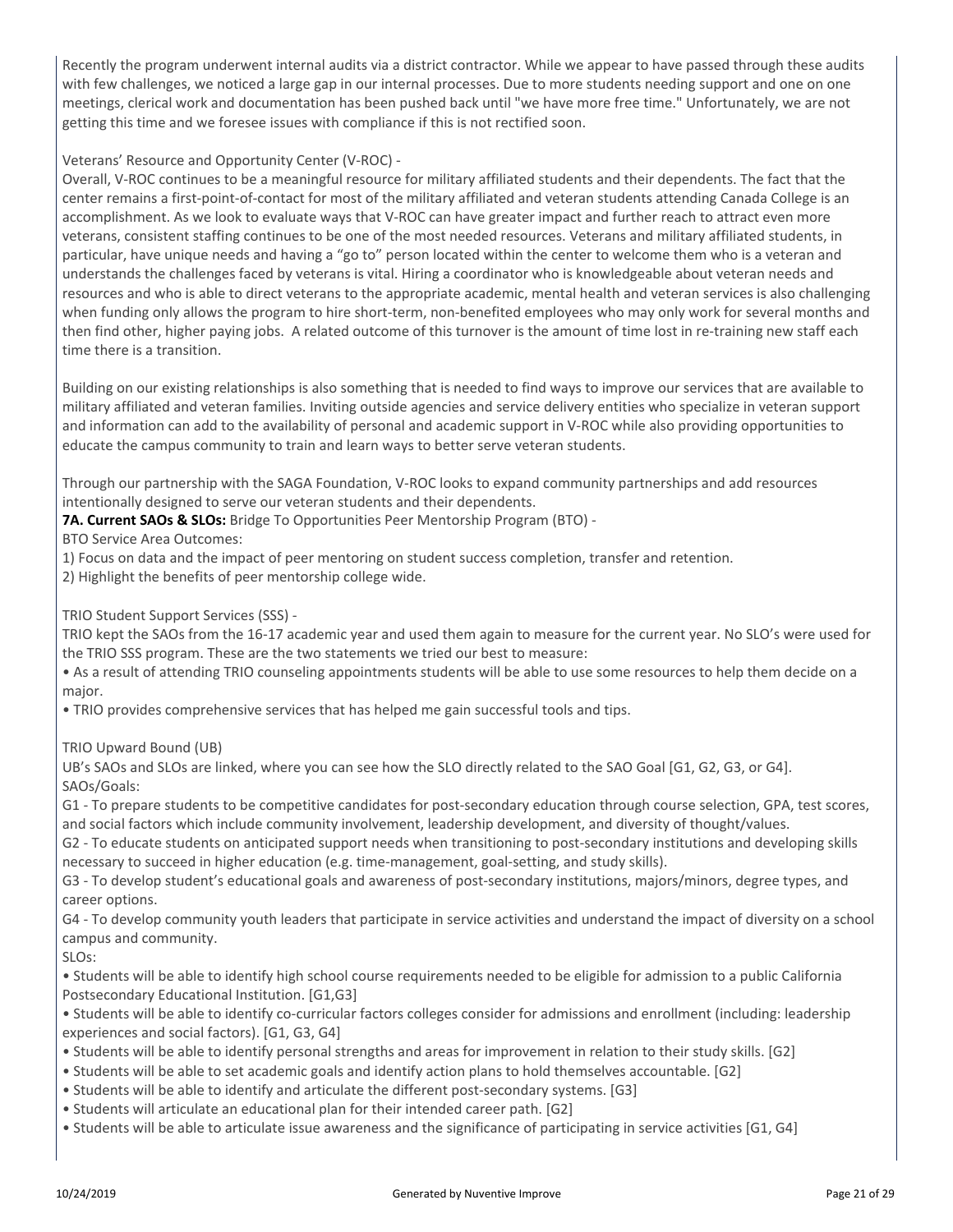Recently the program underwent internal audits via a district contractor. While we appear to have passed through these audits with few challenges, we noticed a large gap in our internal processes. Due to more students needing support and one on one meetings, clerical work and documentation has been pushed back until "we have more free time." Unfortunately, we are not getting this time and we foresee issues with compliance if this is not rectified soon.

Veterans' Resource and Opportunity Center (V-ROC) -

Overall, V-ROC continues to be a meaningful resource for military affiliated students and their dependents. The fact that the center remains a first-point-of-contact for most of the military affiliated and veteran students attending Canada College is an accomplishment. As we look to evaluate ways that V-ROC can have greater impact and further reach to attract even more veterans, consistent staffing continues to be one of the most needed resources. Veterans and military affiliated students, in particular, have unique needs and having a "go to" person located within the center to welcome them who is a veteran and understands the challenges faced by veterans is vital. Hiring a coordinator who is knowledgeable about veteran needs and resources and who is able to direct veterans to the appropriate academic, mental health and veteran services is also challenging when funding only allows the program to hire short-term, non-benefited employees who may only work for several months and then find other, higher paying jobs. A related outcome of this turnover is the amount of time lost in re-training new staff each time there is a transition.

Building on our existing relationships is also something that is needed to find ways to improve our services that are available to military affiliated and veteran families. Inviting outside agencies and service delivery entities who specialize in veteran support and information can add to the availability of personal and academic support in V-ROC while also providing opportunities to educate the campus community to train and learn ways to better serve veteran students.

Through our partnership with the SAGA Foundation, V-ROC looks to expand community partnerships and add resources intentionally designed to serve our veteran students and their dependents.

**7A. Current SAOs & SLOs:** Bridge To Opportunities Peer Mentorship Program (BTO) -

BTO Service Area Outcomes:

1) Focus on data and the impact of peer mentoring on student success completion, transfer and retention.
2) Highlight the benefits of peer mentorship college wide.

TRIO Student Support Services (SSS) -

TRIO kept the SAOs from the 16-17 academic year and used them again to measure for the current year. No SLO's were used for the TRIO SSS program. These are the two statements we tried our best to measure:

- As a result of attending TRIO counseling appointments students will be able to use some resources to help them decide on a major.
- TRIO provides comprehensive services that has helped me gain successful tools and tips.

TRIO Upward Bound (UB)

UB's SAOs and SLOs are linked, where you can see how the SLO directly related to the SAO Goal [G1, G2, G3, or G4].

SAOs/Goals:

G1 - To prepare students to be competitive candidates for post-secondary education through course selection, GPA, test scores, and social factors which include community involvement, leadership development, and diversity of thought/values.

G2 - To educate students on anticipated support needs when transitioning to post-secondary institutions and developing skills necessary to succeed in higher education (e.g. time-management, goal-setting, and study skills).

G3 - To develop student's educational goals and awareness of post-secondary institutions, majors/minors, degree types, and career options.

G4 - To develop community youth leaders that participate in service activities and understand the impact of diversity on a school campus and community.

SLOs:

- Students will be able to identify high school course requirements needed to be eligible for admission to a public California Postsecondary Educational Institution. [G1,G3]
- Students will be able to identify co-curricular factors colleges consider for admissions and enrollment (including: leadership experiences and social factors). [G1, G3, G4]
- Students will be able to identify personal strengths and areas for improvement in relation to their study skills. [G2]
- Students will be able to set academic goals and identify action plans to hold themselves accountable. [G2]
- Students will be able to identify and articulate the different post-secondary systems. [G3]
- Students will articulate an educational plan for their intended career path. [G2]
- Students will be able to articulate issue awareness and the significance of participating in service activities [G1, G4]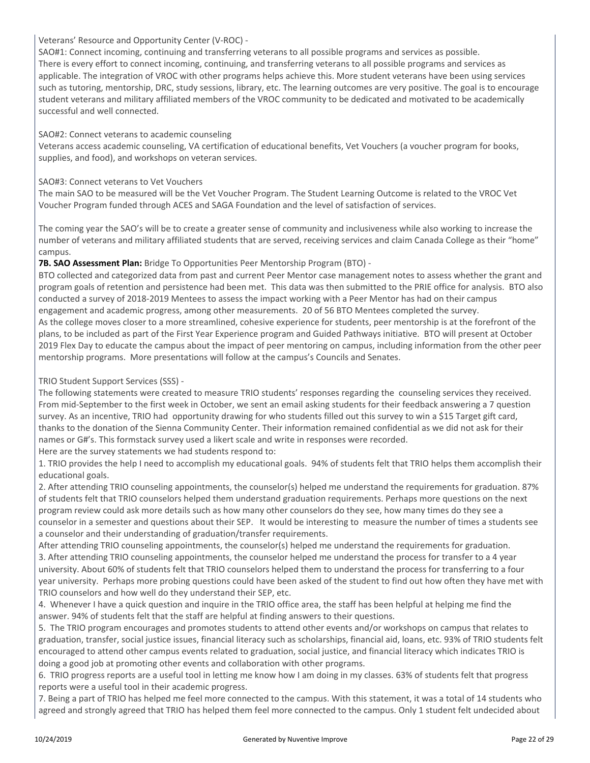Veterans' Resource and Opportunity Center (V-ROC) -

SAO#1: Connect incoming, continuing and transferring veterans to all possible programs and services as possible.
There is every effort to connect incoming, continuing, and transferring veterans to all possible programs and services as applicable. The integration of VROC with other programs helps achieve this. More student veterans have been using services such as tutoring, mentorship, DRC, study sessions, library, etc. The learning outcomes are very positive. The goal is to encourage student veterans and military affiliated members of the VROC community to be dedicated and motivated to be academically successful and well connected.

SAO#2: Connect veterans to academic counseling
Veterans access academic counseling, VA certification of educational benefits, Vet Vouchers (a voucher program for books, supplies, and food), and workshops on veteran services.

SAO#3: Connect veterans to Vet Vouchers
The main SAO to be measured will be the Vet Voucher Program. The Student Learning Outcome is related to the VROC Vet Voucher Program funded through ACES and SAGA Foundation and the level of satisfaction of services.

The coming year the SAO's will be to create a greater sense of community and inclusiveness while also working to increase the number of veterans and military affiliated students that are served, receiving services and claim Canada College as their "home" campus.

**7B. SAO Assessment Plan:** Bridge To Opportunities Peer Mentorship Program (BTO) -

BTO collected and categorized data from past and current Peer Mentor case management notes to assess whether the grant and program goals of retention and persistence had been met. This data was then submitted to the PRIE office for analysis. BTO also conducted a survey of 2018-2019 Mentees to assess the impact working with a Peer Mentor has had on their campus engagement and academic progress, among other measurements. 20 of 56 BTO Mentees completed the survey.
As the college moves closer to a more streamlined, cohesive experience for students, peer mentorship is at the forefront of the plans, to be included as part of the First Year Experience program and Guided Pathways initiative. BTO will present at October 2019 Flex Day to educate the campus about the impact of peer mentoring on campus, including information from the other peer mentorship programs. More presentations will follow at the campus's Councils and Senates.

TRIO Student Support Services (SSS) -

The following statements were created to measure TRIO students' responses regarding the counseling services they received. From mid-September to the first week in October, we sent an email asking students for their feedback answering a 7 question survey. As an incentive, TRIO had opportunity drawing for who students filled out this survey to win a $15 Target gift card, thanks to the donation of the Sienna Community Center. Their information remained confidential as we did not ask for their names or G#'s. This formstack survey used a likert scale and write in responses were recorded.
Here are the survey statements we had students respond to:

1. TRIO provides the help I need to accomplish my educational goals. 94% of students felt that TRIO helps them accomplish their educational goals.
2. After attending TRIO counseling appointments, the counselor(s) helped me understand the requirements for graduation. 87% of students felt that TRIO counselors helped them understand graduation requirements. Perhaps more questions on the next program review could ask more details such as how many other counselors do they see, how many times do they see a counselor in a semester and questions about their SEP. It would be interesting to measure the number of times a students see a counselor and their understanding of graduation/transfer requirements.
After attending TRIO counseling appointments, the counselor(s) helped me understand the requirements for graduation.
3. After attending TRIO counseling appointments, the counselor helped me understand the process for transfer to a 4 year university. About 60% of students felt that TRIO counselors helped them to understand the process for transferring to a four year university. Perhaps more probing questions could have been asked of the student to find out how often they have met with TRIO counselors and how well do they understand their SEP, etc.
4. Whenever I have a quick question and inquire in the TRIO office area, the staff has been helpful at helping me find the answer. 94% of students felt that the staff are helpful at finding answers to their questions.
5. The TRIO program encourages and promotes students to attend other events and/or workshops on campus that relates to graduation, transfer, social justice issues, financial literacy such as scholarships, financial aid, loans, etc. 93% of TRIO students felt encouraged to attend other campus events related to graduation, social justice, and financial literacy which indicates TRIO is doing a good job at promoting other events and collaboration with other programs.
6. TRIO progress reports are a useful tool in letting me know how I am doing in my classes. 63% of students felt that progress reports were a useful tool in their academic progress.
7. Being a part of TRIO has helped me feel more connected to the campus. With this statement, it was a total of 14 students who agreed and strongly agreed that TRIO has helped them feel more connected to the campus. Only 1 student felt undecided about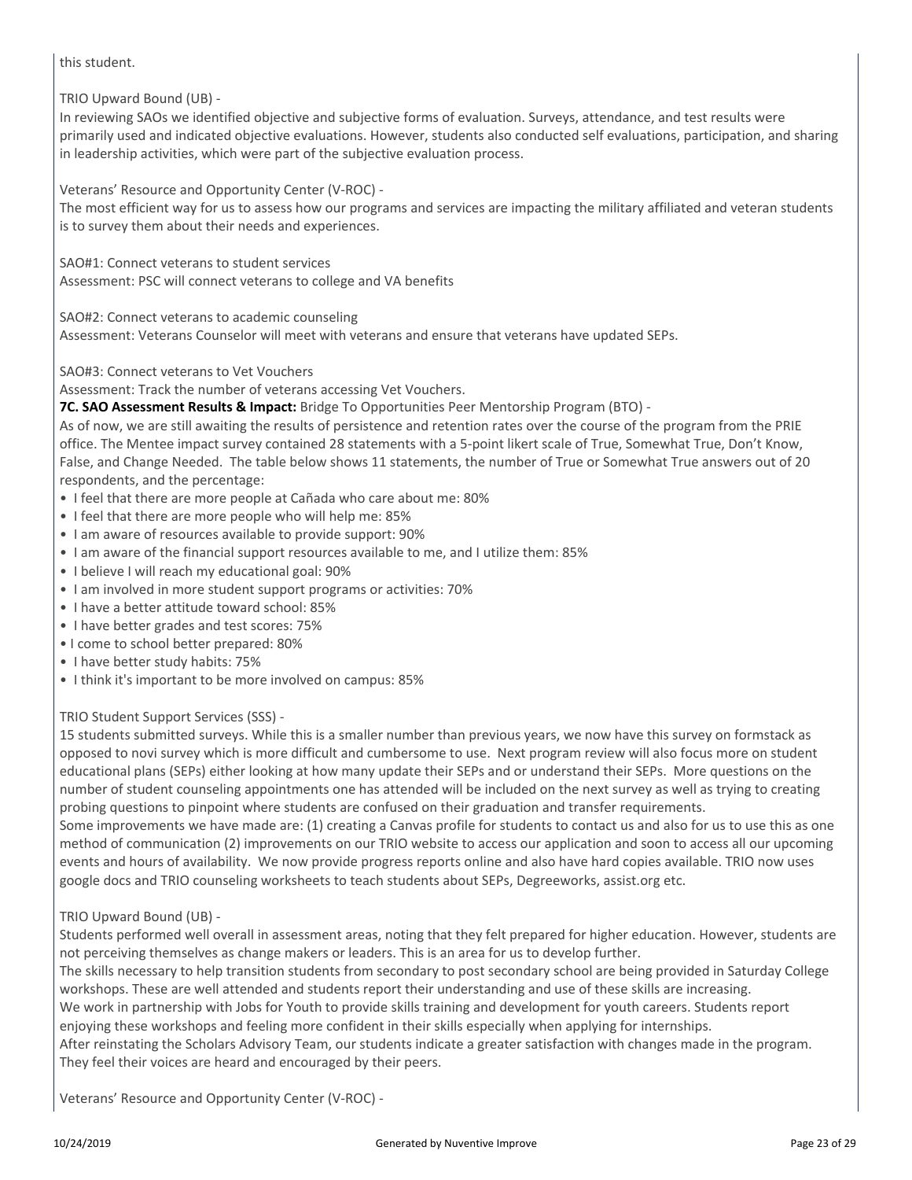this student.

TRIO Upward Bound (UB) -
In reviewing SAOs we identified objective and subjective forms of evaluation. Surveys, attendance, and test results were primarily used and indicated objective evaluations. However, students also conducted self evaluations, participation, and sharing in leadership activities, which were part of the subjective evaluation process.

Veterans' Resource and Opportunity Center (V-ROC) -
The most efficient way for us to assess how our programs and services are impacting the military affiliated and veteran students is to survey them about their needs and experiences.

SAO#1: Connect veterans to student services
Assessment: PSC will connect veterans to college and VA benefits

SAO#2: Connect veterans to academic counseling
Assessment: Veterans Counselor will meet with veterans and ensure that veterans have updated SEPs.

SAO#3: Connect veterans to Vet Vouchers
Assessment: Track the number of veterans accessing Vet Vouchers.

**7C. SAO Assessment Results & Impact:** Bridge To Opportunities Peer Mentorship Program (BTO) -
As of now, we are still awaiting the results of persistence and retention rates over the course of the program from the PRIE office. The Mentee impact survey contained 28 statements with a 5-point likert scale of True, Somewhat True, Don't Know, False, and Change Needed. The table below shows 11 statements, the number of True or Somewhat True answers out of 20 respondents, and the percentage:

- I feel that there are more people at Cañada who care about me: 80%
- I feel that there are more people who will help me: 85%
- I am aware of resources available to provide support: 90%
- I am aware of the financial support resources available to me, and I utilize them: 85%
- I believe I will reach my educational goal: 90%
- I am involved in more student support programs or activities: 70%
- I have a better attitude toward school: 85%
- I have better grades and test scores: 75%
- I come to school better prepared: 80%
- I have better study habits: 75%
- I think it's important to be more involved on campus: 85%

TRIO Student Support Services (SSS) -
15 students submitted surveys. While this is a smaller number than previous years, we now have this survey on formstack as opposed to novi survey which is more difficult and cumbersome to use. Next program review will also focus more on student educational plans (SEPs) either looking at how many update their SEPs and or understand their SEPs. More questions on the number of student counseling appointments one has attended will be included on the next survey as well as trying to creating probing questions to pinpoint where students are confused on their graduation and transfer requirements.
Some improvements we have made are: (1) creating a Canvas profile for students to contact us and also for us to use this as one method of communication (2) improvements on our TRIO website to access our application and soon to access all our upcoming events and hours of availability. We now provide progress reports online and also have hard copies available. TRIO now uses google docs and TRIO counseling worksheets to teach students about SEPs, Degreeworks, assist.org etc.

TRIO Upward Bound (UB) -
Students performed well overall in assessment areas, noting that they felt prepared for higher education. However, students are not perceiving themselves as change makers or leaders. This is an area for us to develop further.
The skills necessary to help transition students from secondary to post secondary school are being provided in Saturday College workshops. These are well attended and students report their understanding and use of these skills are increasing.
We work in partnership with Jobs for Youth to provide skills training and development for youth careers. Students report enjoying these workshops and feeling more confident in their skills especially when applying for internships.
After reinstating the Scholars Advisory Team, our students indicate a greater satisfaction with changes made in the program. They feel their voices are heard and encouraged by their peers.

Veterans' Resource and Opportunity Center (V-ROC) -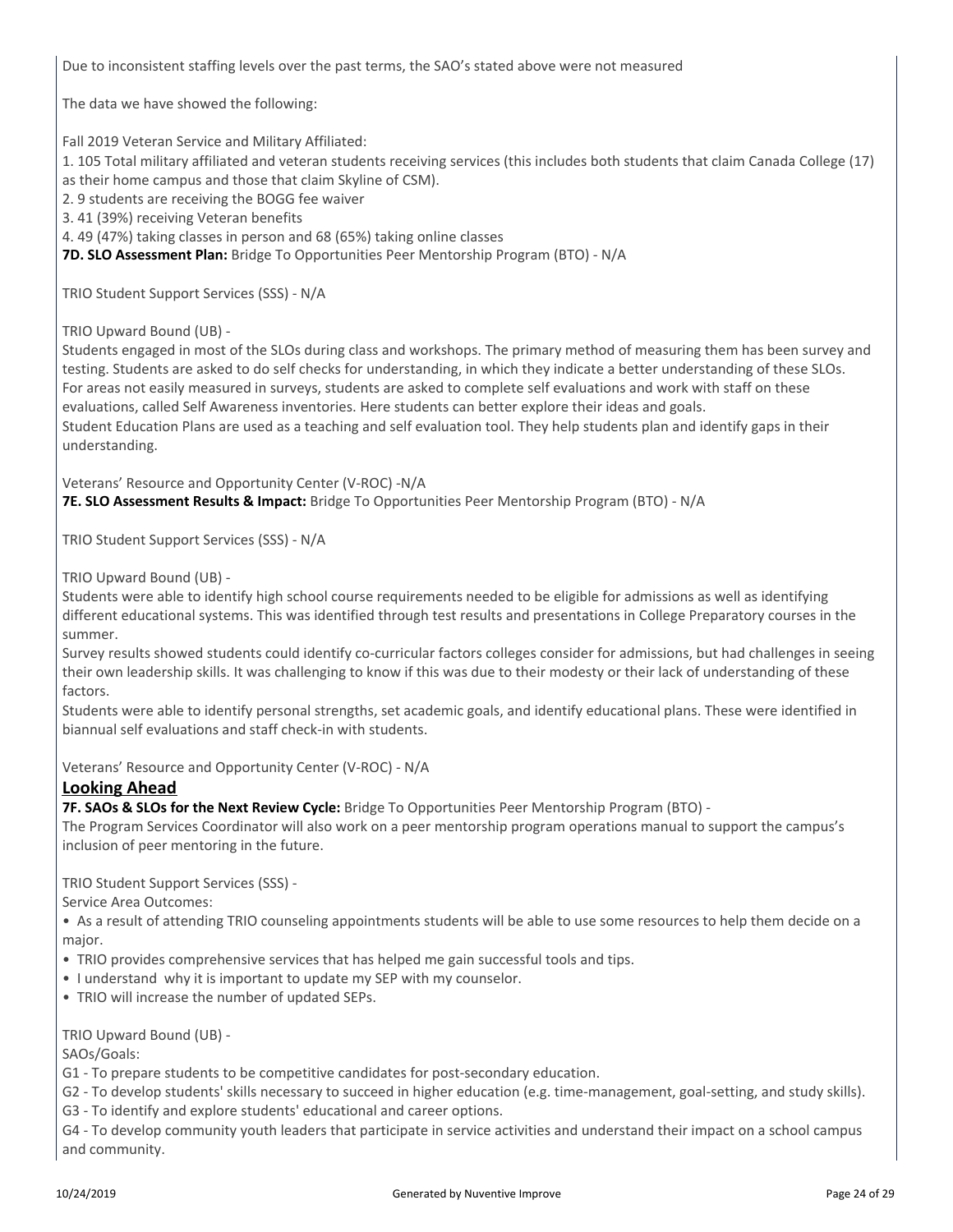Due to inconsistent staffing levels over the past terms, the SAO's stated above were not measured

The data we have showed the following:

Fall 2019 Veteran Service and Military Affiliated:

1. 105 Total military affiliated and veteran students receiving services (this includes both students that claim Canada College (17) as their home campus and those that claim Skyline of CSM).
2. 9 students are receiving the BOGG fee waiver
3. 41 (39%) receiving Veteran benefits
4. 49 (47%) taking classes in person and 68 (65%) taking online classes

**7D. SLO Assessment Plan:** Bridge To Opportunities Peer Mentorship Program (BTO) - N/A

TRIO Student Support Services (SSS) - N/A

TRIO Upward Bound (UB) -

Students engaged in most of the SLOs during class and workshops. The primary method of measuring them has been survey and testing. Students are asked to do self checks for understanding, in which they indicate a better understanding of these SLOs. For areas not easily measured in surveys, students are asked to complete self evaluations and work with staff on these evaluations, called Self Awareness inventories. Here students can better explore their ideas and goals.

Student Education Plans are used as a teaching and self evaluation tool. They help students plan and identify gaps in their understanding.

Veterans' Resource and Opportunity Center (V-ROC) -N/A

**7E. SLO Assessment Results & Impact:** Bridge To Opportunities Peer Mentorship Program (BTO) - N/A

TRIO Student Support Services (SSS) - N/A

TRIO Upward Bound (UB) -

Students were able to identify high school course requirements needed to be eligible for admissions as well as identifying different educational systems. This was identified through test results and presentations in College Preparatory courses in the summer.

Survey results showed students could identify co-curricular factors colleges consider for admissions, but had challenges in seeing their own leadership skills. It was challenging to know if this was due to their modesty or their lack of understanding of these factors.

Students were able to identify personal strengths, set academic goals, and identify educational plans. These were identified in biannual self evaluations and staff check-in with students.

Veterans' Resource and Opportunity Center (V-ROC) - N/A

## Looking Ahead

**7F. SAOs & SLOs for the Next Review Cycle:** Bridge To Opportunities Peer Mentorship Program (BTO) -

The Program Services Coordinator will also work on a peer mentorship program operations manual to support the campus's inclusion of peer mentoring in the future.

TRIO Student Support Services (SSS) -

Service Area Outcomes:

- As a result of attending TRIO counseling appointments students will be able to use some resources to help them decide on a major.
- TRIO provides comprehensive services that has helped me gain successful tools and tips.
- I understand why it is important to update my SEP with my counselor.
- TRIO will increase the number of updated SEPs.

TRIO Upward Bound (UB) -

SAOs/Goals:

G1 - To prepare students to be competitive candidates for post-secondary education.

G2 - To develop students' skills necessary to succeed in higher education (e.g. time-management, goal-setting, and study skills).

G3 - To identify and explore students' educational and career options.

G4 - To develop community youth leaders that participate in service activities and understand their impact on a school campus and community.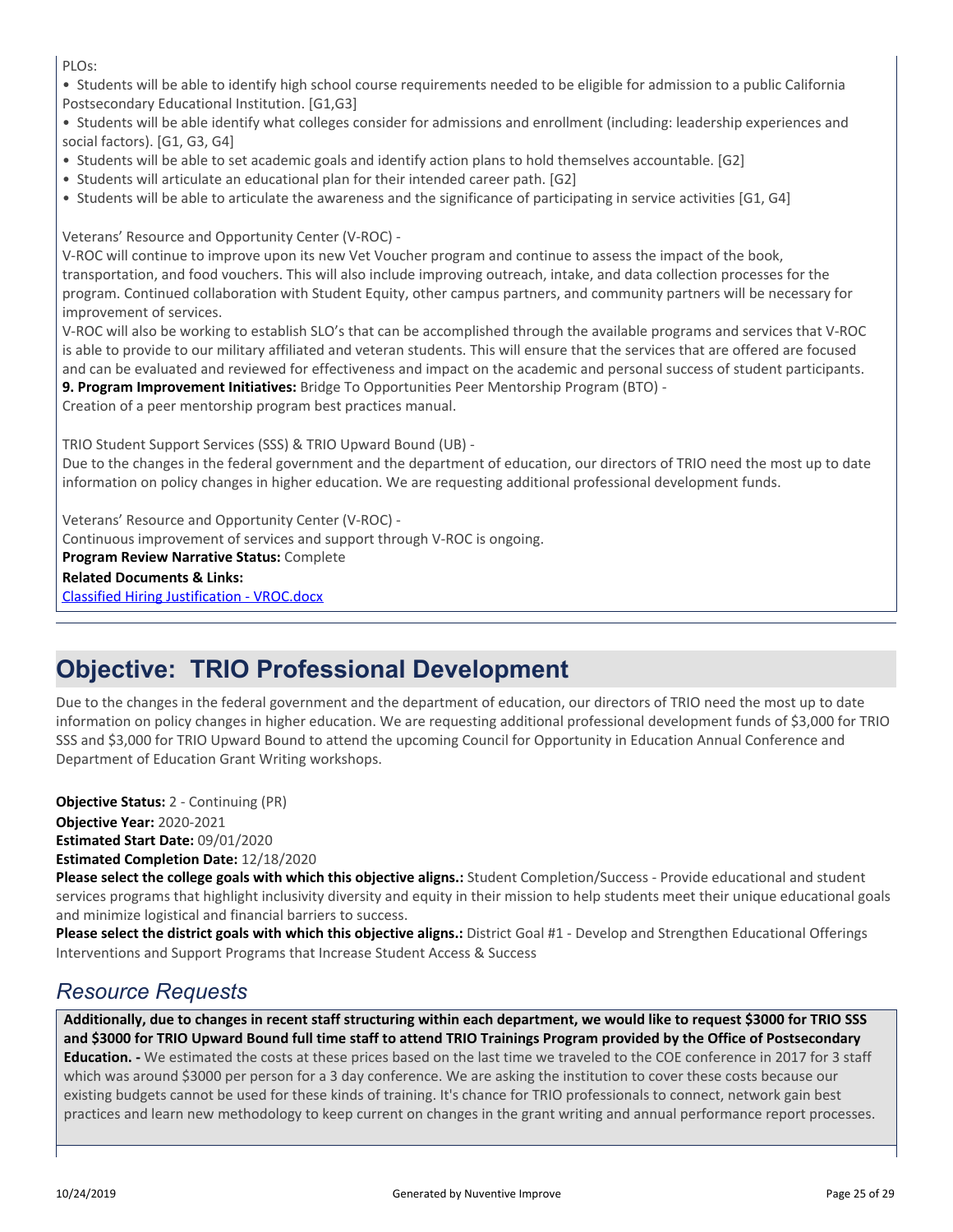PLOs:

• Students will be able to identify high school course requirements needed to be eligible for admission to a public California Postsecondary Educational Institution. [G1,G3]
• Students will be able identify what colleges consider for admissions and enrollment (including: leadership experiences and social factors). [G1, G3, G4]
• Students will be able to set academic goals and identify action plans to hold themselves accountable. [G2]
• Students will articulate an educational plan for their intended career path. [G2]
• Students will be able to articulate the awareness and the significance of participating in service activities [G1, G4]

Veterans' Resource and Opportunity Center (V-ROC) -
V-ROC will continue to improve upon its new Vet Voucher program and continue to assess the impact of the book, transportation, and food vouchers. This will also include improving outreach, intake, and data collection processes for the program. Continued collaboration with Student Equity, other campus partners, and community partners will be necessary for improvement of services.
V-ROC will also be working to establish SLO's that can be accomplished through the available programs and services that V-ROC is able to provide to our military affiliated and veteran students. This will ensure that the services that are offered are focused and can be evaluated and reviewed for effectiveness and impact on the academic and personal success of student participants.

**9. Program Improvement Initiatives:** Bridge To Opportunities Peer Mentorship Program (BTO) -
Creation of a peer mentorship program best practices manual.

TRIO Student Support Services (SSS) & TRIO Upward Bound (UB) -
Due to the changes in the federal government and the department of education, our directors of TRIO need the most up to date information on policy changes in higher education. We are requesting additional professional development funds.

Veterans' Resource and Opportunity Center (V-ROC) -
Continuous improvement of services and support through V-ROC is ongoing.

**Program Review Narrative Status:** Complete

**Related Documents & Links:**

Classified Hiring Justification - VROC.docx

# Objective: TRIO Professional Development

Due to the changes in the federal government and the department of education, our directors of TRIO need the most up to date information on policy changes in higher education. We are requesting additional professional development funds of $3,000 for TRIO SSS and $3,000 for TRIO Upward Bound to attend the upcoming Council for Opportunity in Education Annual Conference and Department of Education Grant Writing workshops.

**Objective Status:** 2 - Continuing (PR)
**Objective Year:** 2020-2021
**Estimated Start Date:** 09/01/2020
**Estimated Completion Date:** 12/18/2020
**Please select the college goals with which this objective aligns.:** Student Completion/Success - Provide educational and student services programs that highlight inclusivity diversity and equity in their mission to help students meet their unique educational goals and minimize logistical and financial barriers to success.
**Please select the district goals with which this objective aligns.:** District Goal #1 - Develop and Strengthen Educational Offerings Interventions and Support Programs that Increase Student Access & Success

## *Resource Requests*

**Additionally, due to changes in recent staff structuring within each department, we would like to request $3000 for TRIO SSS and $3000 for TRIO Upward Bound full time staff to attend TRIO Trainings Program provided by the Office of Postsecondary Education. -** We estimated the costs at these prices based on the last time we traveled to the COE conference in 2017 for 3 staff which was around $3000 per person for a 3 day conference. We are asking the institution to cover these costs because our existing budgets cannot be used for these kinds of training. It's chance for TRIO professionals to connect, network gain best practices and learn new methodology to keep current on changes in the grant writing and annual performance report processes.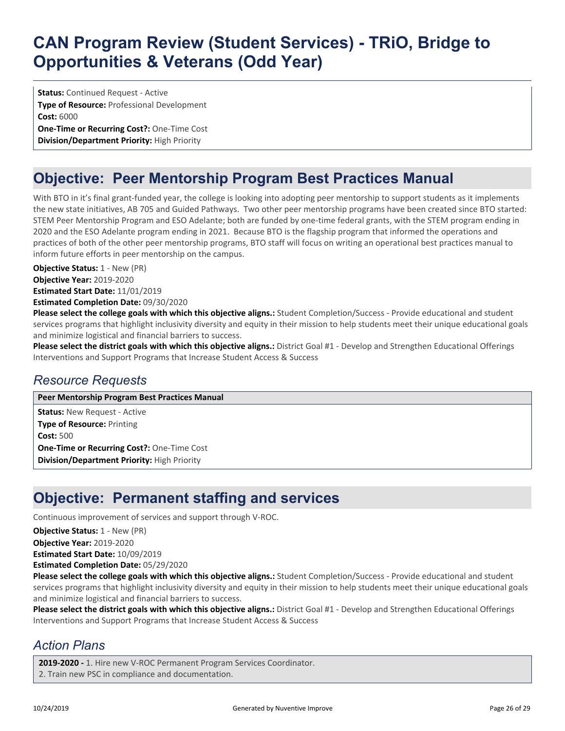# CAN Program Review (Student Services) - TRiO, Bridge to Opportunities & Veterans (Odd Year)

**Status:** Continued Request - Active
**Type of Resource:** Professional Development
**Cost:** 6000
**One-Time or Recurring Cost?:** One-Time Cost
**Division/Department Priority:** High Priority

## Objective: Peer Mentorship Program Best Practices Manual

With BTO in it's final grant-funded year, the college is looking into adopting peer mentorship to support students as it implements the new state initiatives, AB 705 and Guided Pathways. Two other peer mentorship programs have been created since BTO started: STEM Peer Mentorship Program and ESO Adelante; both are funded by one-time federal grants, with the STEM program ending in 2020 and the ESO Adelante program ending in 2021. Because BTO is the flagship program that informed the operations and practices of both of the other peer mentorship programs, BTO staff will focus on writing an operational best practices manual to inform future efforts in peer mentorship on the campus.

**Objective Status:** 1 - New (PR)
**Objective Year:** 2019-2020
**Estimated Start Date:** 11/01/2019
**Estimated Completion Date:** 09/30/2020
**Please select the college goals with which this objective aligns.:** Student Completion/Success - Provide educational and student services programs that highlight inclusivity diversity and equity in their mission to help students meet their unique educational goals and minimize logistical and financial barriers to success.
**Please select the district goals with which this objective aligns.:** District Goal #1 - Develop and Strengthen Educational Offerings Interventions and Support Programs that Increase Student Access & Success

### *Resource Requests*

**Peer Mentorship Program Best Practices Manual**

**Status:** New Request - Active
**Type of Resource:** Printing
**Cost:** 500
**One-Time or Recurring Cost?:** One-Time Cost
**Division/Department Priority:** High Priority

## Objective: Permanent staffing and services

Continuous improvement of services and support through V-ROC.

**Objective Status:** 1 - New (PR)
**Objective Year:** 2019-2020
**Estimated Start Date:** 10/09/2019
**Estimated Completion Date:** 05/29/2020
**Please select the college goals with which this objective aligns.:** Student Completion/Success - Provide educational and student services programs that highlight inclusivity diversity and equity in their mission to help students meet their unique educational goals and minimize logistical and financial barriers to success.
**Please select the district goals with which this objective aligns.:** District Goal #1 - Develop and Strengthen Educational Offerings Interventions and Support Programs that Increase Student Access & Success

### *Action Plans*

**2019-2020 -** 1. Hire new V-ROC Permanent Program Services Coordinator.
2. Train new PSC in compliance and documentation.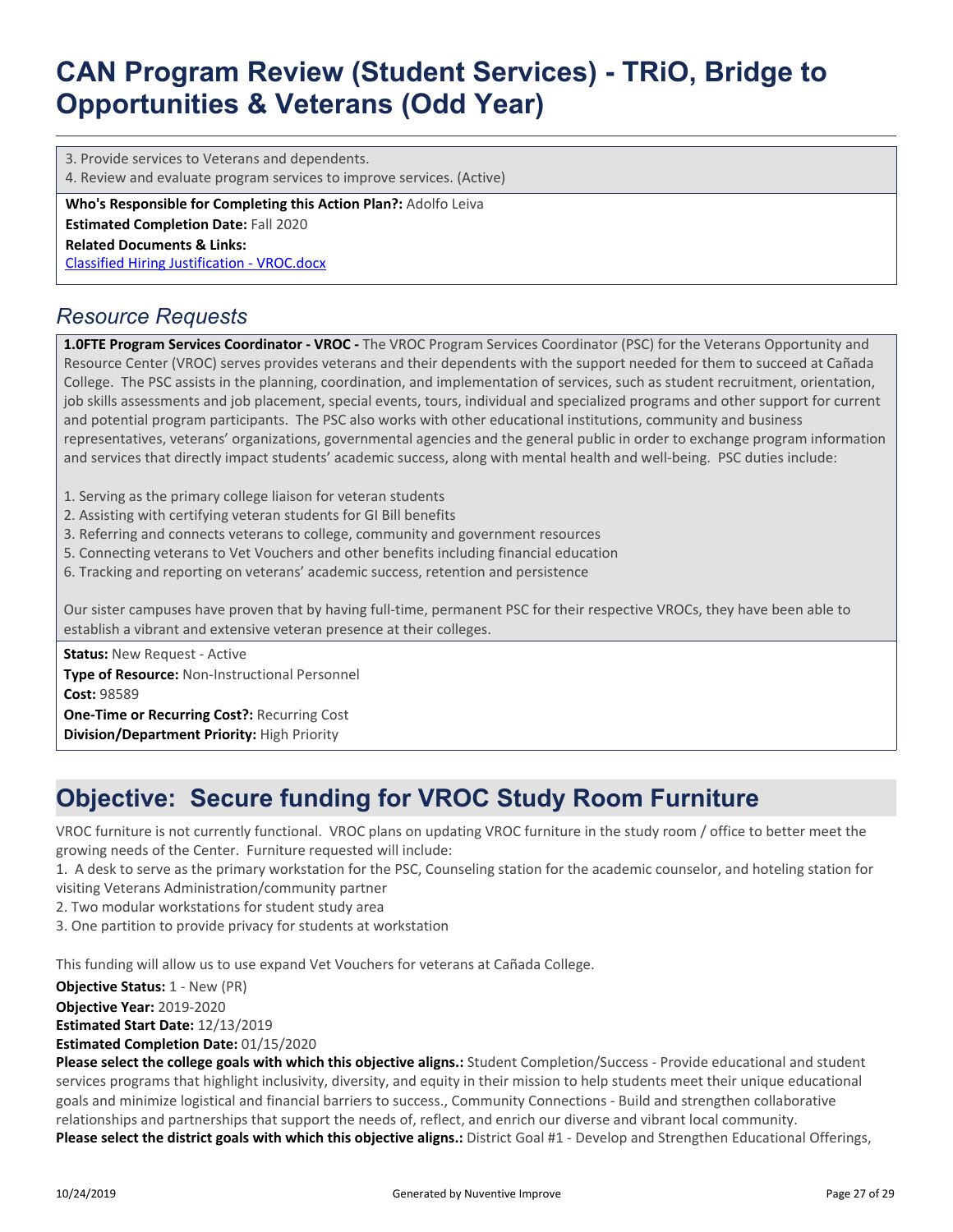3. Provide services to Veterans and dependents.
4. Review and evaluate program services to improve services. (Active)

**Who's Responsible for Completing this Action Plan?:** Adolfo Leiva
**Estimated Completion Date:** Fall 2020
**Related Documents & Links:**
[Classified Hiring Justification - VROC.docx]

## *Resource Requests*

**1.0FTE Program Services Coordinator - VROC -** The VROC Program Services Coordinator (PSC) for the Veterans Opportunity and Resource Center (VROC) serves provides veterans and their dependents with the support needed for them to succeed at Cañada College. The PSC assists in the planning, coordination, and implementation of services, such as student recruitment, orientation, job skills assessments and job placement, special events, tours, individual and specialized programs and other support for current and potential program participants. The PSC also works with other educational institutions, community and business representatives, veterans' organizations, governmental agencies and the general public in order to exchange program information and services that directly impact students' academic success, along with mental health and well-being. PSC duties include:

1. Serving as the primary college liaison for veteran students
2. Assisting with certifying veteran students for GI Bill benefits
3. Referring and connects veterans to college, community and government resources
5. Connecting veterans to Vet Vouchers and other benefits including financial education
6. Tracking and reporting on veterans' academic success, retention and persistence

Our sister campuses have proven that by having full-time, permanent PSC for their respective VROCs, they have been able to establish a vibrant and extensive veteran presence at their colleges.

**Status:** New Request - Active
**Type of Resource:** Non-Instructional Personnel
**Cost:** 98589
**One-Time or Recurring Cost?:** Recurring Cost
**Division/Department Priority:** High Priority

# Objective: Secure funding for VROC Study Room Furniture

VROC furniture is not currently functional. VROC plans on updating VROC furniture in the study room / office to better meet the growing needs of the Center. Furniture requested will include:

1. A desk to serve as the primary workstation for the PSC, Counseling station for the academic counselor, and hoteling station for visiting Veterans Administration/community partner
2. Two modular workstations for student study area
3. One partition to provide privacy for students at workstation

This funding will allow us to use expand Vet Vouchers for veterans at Cañada College.

**Objective Status:** 1 - New (PR)
**Objective Year:** 2019-2020
**Estimated Start Date:** 12/13/2019
**Estimated Completion Date:** 01/15/2020
**Please select the college goals with which this objective aligns.:** Student Completion/Success - Provide educational and student services programs that highlight inclusivity, diversity, and equity in their mission to help students meet their unique educational goals and minimize logistical and financial barriers to success., Community Connections - Build and strengthen collaborative relationships and partnerships that support the needs of, reflect, and enrich our diverse and vibrant local community.
**Please select the district goals with which this objective aligns.:** District Goal #1 - Develop and Strengthen Educational Offerings,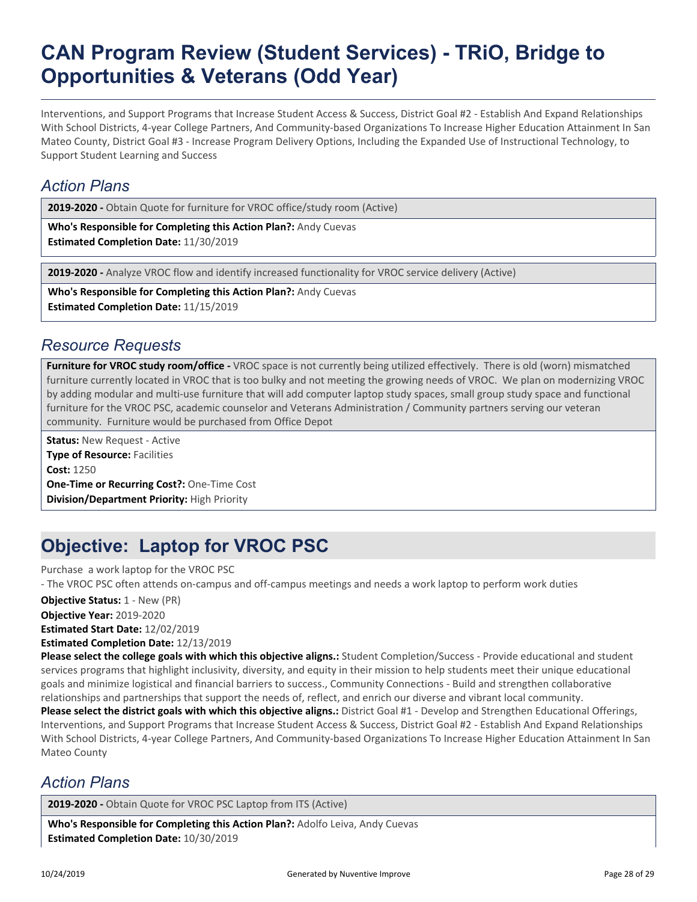# CAN Program Review (Student Services) - TRiO, Bridge to Opportunities & Veterans (Odd Year)

Interventions, and Support Programs that Increase Student Access & Success, District Goal #2 - Establish And Expand Relationships With School Districts, 4-year College Partners, And Community-based Organizations To Increase Higher Education Attainment In San Mateo County, District Goal #3 - Increase Program Delivery Options, Including the Expanded Use of Instructional Technology, to Support Student Learning and Success

## *Action Plans*

**2019-2020 -** Obtain Quote for furniture for VROC office/study room (Active)

**Who's Responsible for Completing this Action Plan?:** Andy Cuevas
**Estimated Completion Date:** 11/30/2019

**2019-2020 -** Analyze VROC flow and identify increased functionality for VROC service delivery (Active)

**Who's Responsible for Completing this Action Plan?:** Andy Cuevas
**Estimated Completion Date:** 11/15/2019

## *Resource Requests*

**Furniture for VROC study room/office -** VROC space is not currently being utilized effectively. There is old (worn) mismatched furniture currently located in VROC that is too bulky and not meeting the growing needs of VROC. We plan on modernizing VROC by adding modular and multi-use furniture that will add computer laptop study spaces, small group study space and functional furniture for the VROC PSC, academic counselor and Veterans Administration / Community partners serving our veteran community. Furniture would be purchased from Office Depot

**Status:** New Request - Active
**Type of Resource:** Facilities
**Cost:** 1250
**One-Time or Recurring Cost?:** One-Time Cost
**Division/Department Priority:** High Priority

## Objective: Laptop for VROC PSC

Purchase a work laptop for the VROC PSC
- The VROC PSC often attends on-campus and off-campus meetings and needs a work laptop to perform work duties

**Objective Status:** 1 - New (PR)
**Objective Year:** 2019-2020
**Estimated Start Date:** 12/02/2019
**Estimated Completion Date:** 12/13/2019
**Please select the college goals with which this objective aligns.:** Student Completion/Success - Provide educational and student services programs that highlight inclusivity, diversity, and equity in their mission to help students meet their unique educational goals and minimize logistical and financial barriers to success., Community Connections - Build and strengthen collaborative relationships and partnerships that support the needs of, reflect, and enrich our diverse and vibrant local community.
**Please select the district goals with which this objective aligns.:** District Goal #1 - Develop and Strengthen Educational Offerings, Interventions, and Support Programs that Increase Student Access & Success, District Goal #2 - Establish And Expand Relationships With School Districts, 4-year College Partners, And Community-based Organizations To Increase Higher Education Attainment In San Mateo County

## *Action Plans*

**2019-2020 -** Obtain Quote for VROC PSC Laptop from ITS (Active)

**Who's Responsible for Completing this Action Plan?:** Adolfo Leiva, Andy Cuevas
**Estimated Completion Date:** 10/30/2019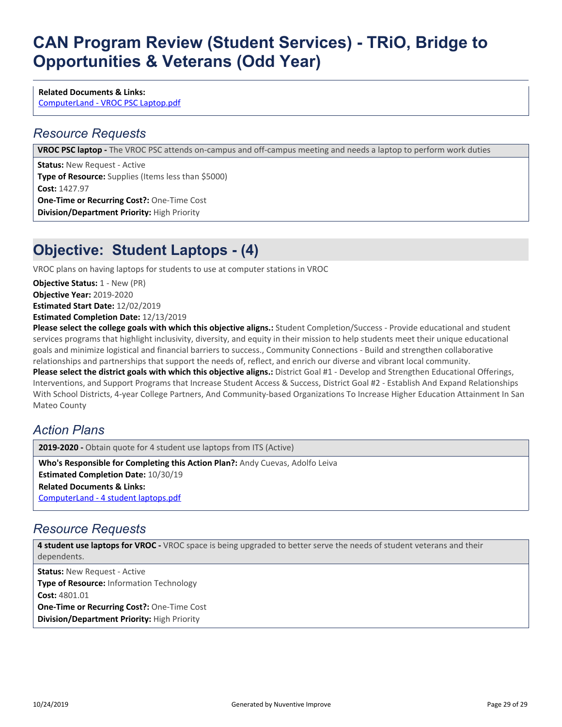**Related Documents & Links:**
ComputerLand - VROC PSC Laptop.pdf

### *Resource Requests*

**VROC PSC laptop -** The VROC PSC attends on-campus and off-campus meeting and needs a laptop to perform work duties

**Status:** New Request - Active
**Type of Resource:** Supplies (Items less than $5000)
**Cost:** 1427.97
**One-Time or Recurring Cost?:** One-Time Cost
**Division/Department Priority:** High Priority

## Objective: Student Laptops - (4)

VROC plans on having laptops for students to use at computer stations in VROC

**Objective Status:** 1 - New (PR)
**Objective Year:** 2019-2020
**Estimated Start Date:** 12/02/2019
**Estimated Completion Date:** 12/13/2019
**Please select the college goals with which this objective aligns.:** Student Completion/Success - Provide educational and student services programs that highlight inclusivity, diversity, and equity in their mission to help students meet their unique educational goals and minimize logistical and financial barriers to success., Community Connections - Build and strengthen collaborative relationships and partnerships that support the needs of, reflect, and enrich our diverse and vibrant local community.
**Please select the district goals with which this objective aligns.:** District Goal #1 - Develop and Strengthen Educational Offerings, Interventions, and Support Programs that Increase Student Access & Success, District Goal #2 - Establish And Expand Relationships With School Districts, 4-year College Partners, And Community-based Organizations To Increase Higher Education Attainment In San Mateo County

### *Action Plans*

**2019-2020 -** Obtain quote for 4 student use laptops from ITS (Active)

**Who's Responsible for Completing this Action Plan?:** Andy Cuevas, Adolfo Leiva
**Estimated Completion Date:** 10/30/19
**Related Documents & Links:**
ComputerLand - 4 student laptops.pdf

### *Resource Requests*

**4 student use laptops for VROC -** VROC space is being upgraded to better serve the needs of student veterans and their dependents.

**Status:** New Request - Active
**Type of Resource:** Information Technology
**Cost:** 4801.01
**One-Time or Recurring Cost?:** One-Time Cost
**Division/Department Priority:** High Priority